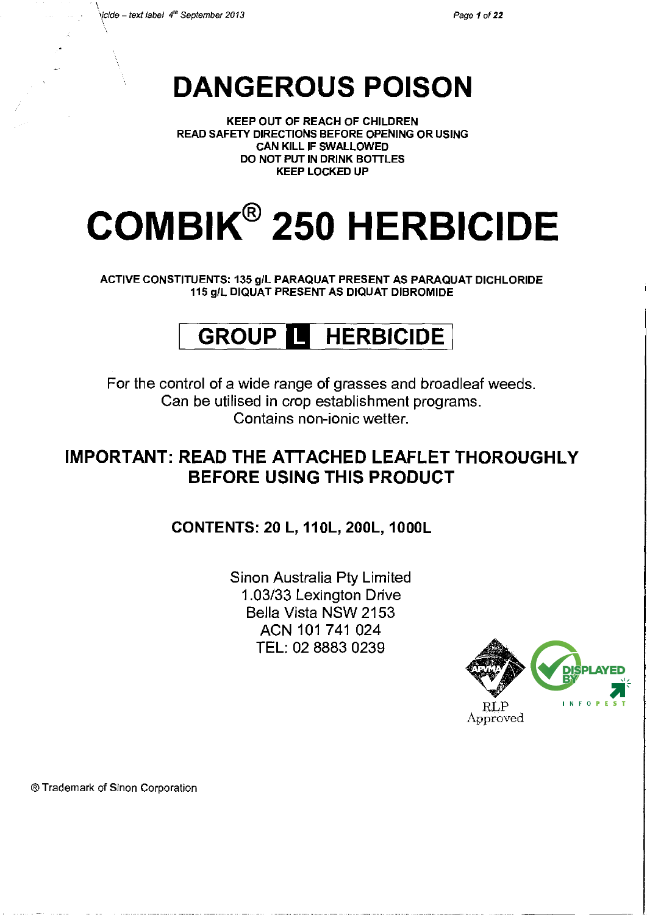# DANGEROUS POISON

**KEEP OUT OF REACH OF CHILDREN**
**READ SAFETY DIRECTIONS BEFORE OPENING OR USING**
**CAN KILL IF SWALLOWED**
**DO NOT PUT IN DRINK BOTTLES**
**KEEP LOCKED UP**

# COMBIK® 250 HERBICIDE

**ACTIVE CONSTITUENTS: 135 g/L PARAQUAT PRESENT AS PARAQUAT DICHLORIDE**
**115 g/L DIQUAT PRESENT AS DIQUAT DIBROMIDE**

## GROUP L HERBICIDE

For the control of a wide range of grasses and broadleaf weeds.
Can be utilised in crop establishment programs.
Contains non-ionic wetter.

## IMPORTANT: READ THE ATTACHED LEAFLET THOROUGHLY BEFORE USING THIS PRODUCT

**CONTENTS: 20 L, 110L, 200L, 1000L**

Sinon Australia Pty Limited
1.03/33 Lexington Drive
Bella Vista NSW 2153
ACN 101 741 024
TEL: 02 8883 0239

APVMA RLP Approved

DISPLAYED BY INFOPEST

® Trademark of Sinon Corporation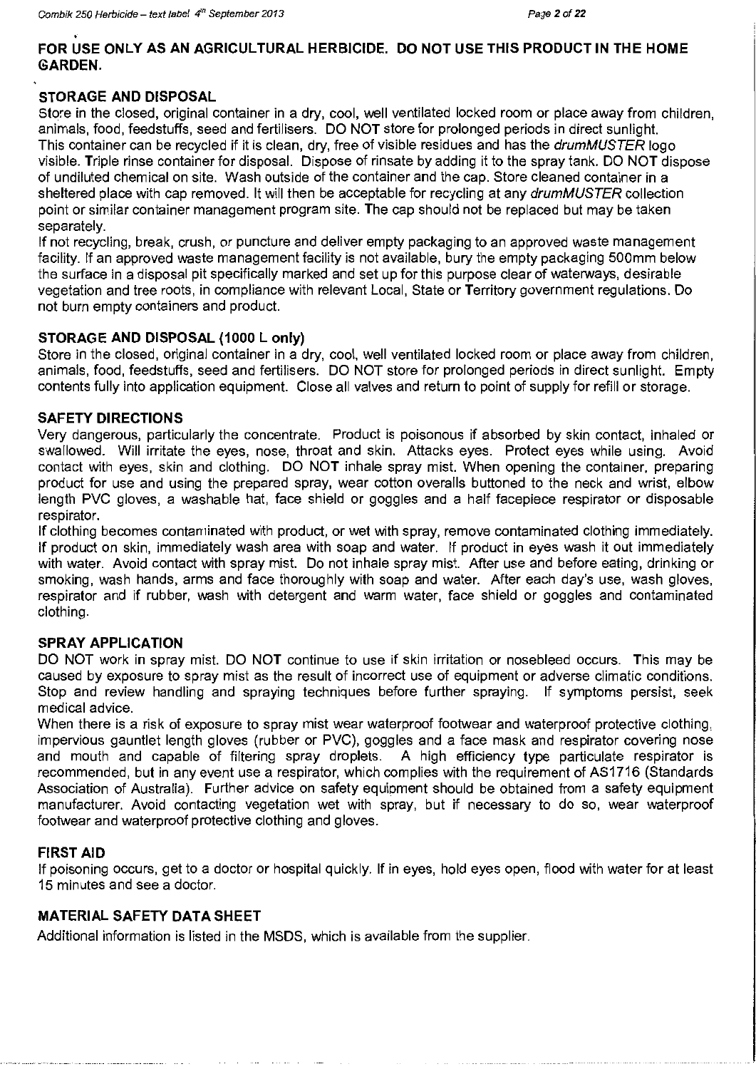**FOR USE ONLY AS AN AGRICULTURAL HERBICIDE. DO NOT USE THIS PRODUCT IN THE HOME GARDEN.**

## STORAGE AND DISPOSAL

Store in the closed, original container in a dry, cool, well ventilated locked room or place away from children, animals, food, feedstuffs, seed and fertilisers. DO NOT store for prolonged periods in direct sunlight.
This container can be recycled if it is clean, dry, free of visible residues and has the *drumMUSTER* logo visible. Triple rinse container for disposal. Dispose of rinsate by adding it to the spray tank. DO NOT dispose of undiluted chemical on site. Wash outside of the container and the cap. Store cleaned container in a sheltered place with cap removed. It will then be acceptable for recycling at any *drumMUSTER* collection point or similar container management program site. The cap should not be replaced but may be taken separately.
If not recycling, break, crush, or puncture and deliver empty packaging to an approved waste management facility. If an approved waste management facility is not available, bury the empty packaging 500mm below the surface in a disposal pit specifically marked and set up for this purpose clear of waterways, desirable vegetation and tree roots, in compliance with relevant Local, State or Territory government regulations. Do not burn empty containers and product.

## STORAGE AND DISPOSAL (1000 L only)

Store in the closed, original container in a dry, cool, well ventilated locked room or place away from children, animals, food, feedstuffs, seed and fertilisers. DO NOT store for prolonged periods in direct sunlight. Empty contents fully into application equipment. Close all valves and return to point of supply for refill or storage.

## SAFETY DIRECTIONS

Very dangerous, particularly the concentrate. Product is poisonous if absorbed by skin contact, inhaled or swallowed. Will irritate the eyes, nose, throat and skin. Attacks eyes. Protect eyes while using. Avoid contact with eyes, skin and clothing. DO NOT inhale spray mist. When opening the container, preparing product for use and using the prepared spray, wear cotton overalls buttoned to the neck and wrist, elbow length PVC gloves, a washable hat, face shield or goggles and a half facepiece respirator or disposable respirator.
If clothing becomes contaminated with product, or wet with spray, remove contaminated clothing immediately. If product on skin, immediately wash area with soap and water. If product in eyes wash it out immediately with water. Avoid contact with spray mist. Do not inhale spray mist. After use and before eating, drinking or smoking, wash hands, arms and face thoroughly with soap and water. After each day's use, wash gloves, respirator and if rubber, wash with detergent and warm water, face shield or goggles and contaminated clothing.

## SPRAY APPLICATION

DO NOT work in spray mist. DO NOT continue to use if skin irritation or nosebleed occurs. This may be caused by exposure to spray mist as the result of incorrect use of equipment or adverse climatic conditions. Stop and review handling and spraying techniques before further spraying. If symptoms persist, seek medical advice.
When there is a risk of exposure to spray mist wear waterproof footwear and waterproof protective clothing, impervious gauntlet length gloves (rubber or PVC), goggles and a face mask and respirator covering nose and mouth and capable of filtering spray droplets. A high efficiency type particulate respirator is recommended, but in any event use a respirator, which complies with the requirement of AS1716 (Standards Association of Australia). Further advice on safety equipment should be obtained from a safety equipment manufacturer. Avoid contacting vegetation wet with spray, but if necessary to do so, wear waterproof footwear and waterproof protective clothing and gloves.

## FIRST AID

If poisoning occurs, get to a doctor or hospital quickly. If in eyes, hold eyes open, flood with water for at least 15 minutes and see a doctor.

## MATERIAL SAFETY DATA SHEET

Additional information is listed in the MSDS, which is available from the supplier.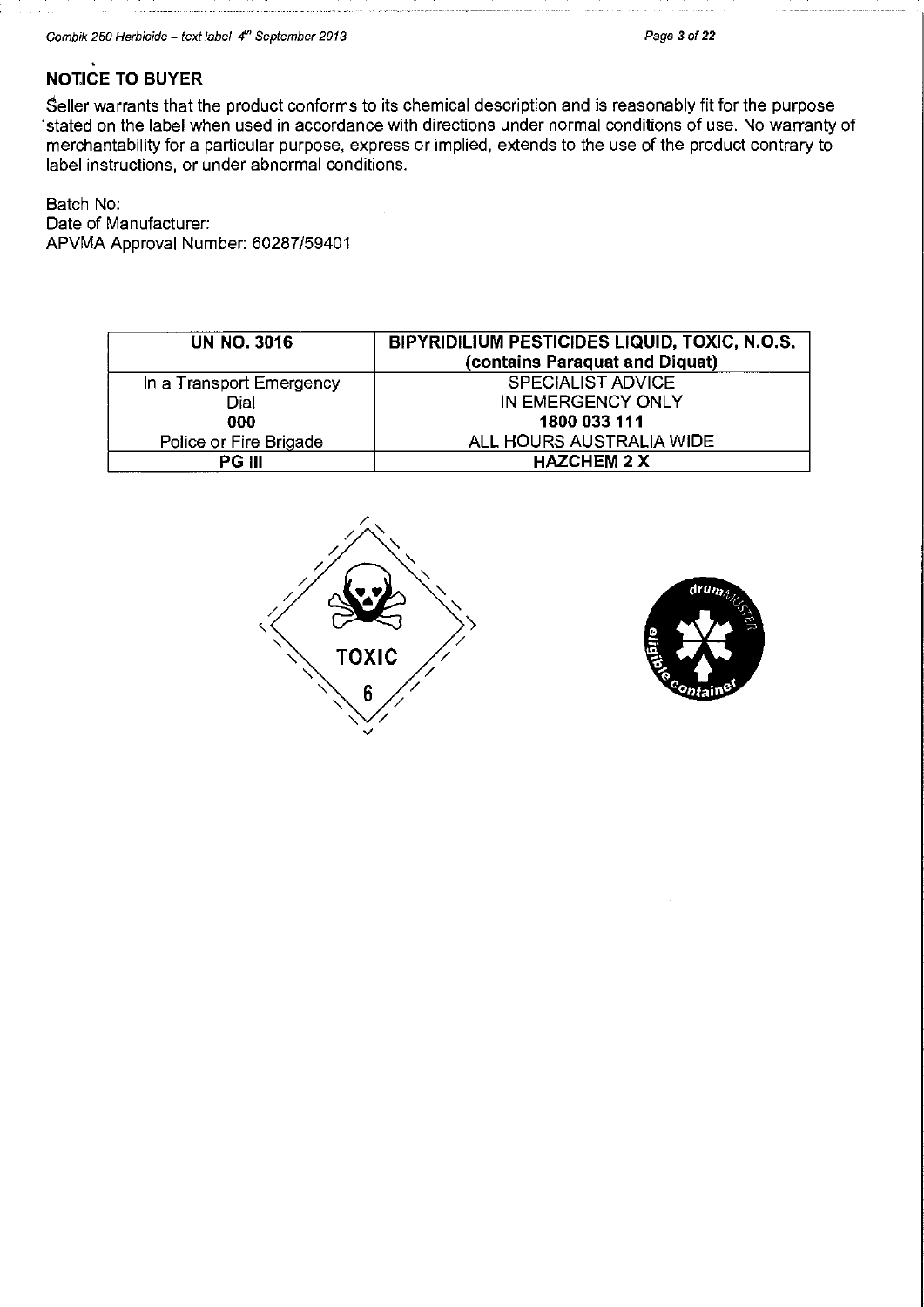## NOTICE TO BUYER

Seller warrants that the product conforms to its chemical description and is reasonably fit for the purpose stated on the label when used in accordance with directions under normal conditions of use. No warranty of merchantability for a particular purpose, express or implied, extends to the use of the product contrary to label instructions, or under abnormal conditions.

Batch No:
Date of Manufacturer:
APVMA Approval Number: 60287/59401

| **UN NO. 3016** | **BIPYRIDILIUM PESTICIDES LIQUID, TOXIC, N.O.S. (contains Paraquat and Diquat)** |
|---|---|
| In a Transport Emergency<br>Dial<br>**000**<br>Police or Fire Brigade | SPECIALIST ADVICE<br>IN EMERGENCY ONLY<br>**1800 033 111**<br>ALL HOURS AUSTRALIA WIDE |
| **PG III** | **HAZCHEM 2 X** |

TOXIC
6

drumMUSTER eligible container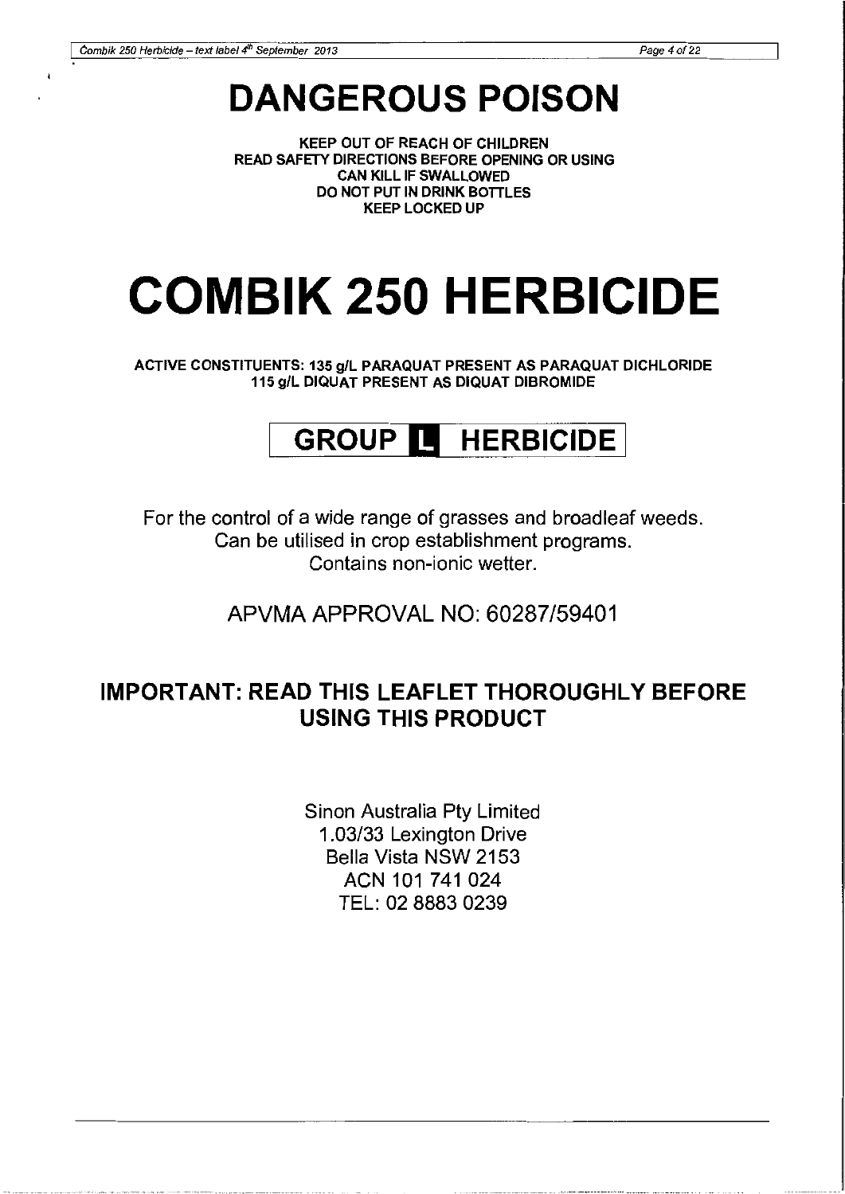# DANGEROUS POISON

**KEEP OUT OF REACH OF CHILDREN**
**READ SAFETY DIRECTIONS BEFORE OPENING OR USING**
**CAN KILL IF SWALLOWED**
**DO NOT PUT IN DRINK BOTTLES**
**KEEP LOCKED UP**

# COMBIK 250 HERBICIDE

**ACTIVE CONSTITUENTS: 135 g/L PARAQUAT PRESENT AS PARAQUAT DICHLORIDE**
**115 g/L DIQUAT PRESENT AS DIQUAT DIBROMIDE**

## GROUP L HERBICIDE

For the control of a wide range of grasses and broadleaf weeds.
Can be utilised in crop establishment programs.
Contains non-ionic wetter.

APVMA APPROVAL NO: 60287/59401

## IMPORTANT: READ THIS LEAFLET THOROUGHLY BEFORE USING THIS PRODUCT

Sinon Australia Pty Limited
1.03/33 Lexington Drive
Bella Vista NSW 2153
ACN 101 741 024
TEL: 02 8883 0239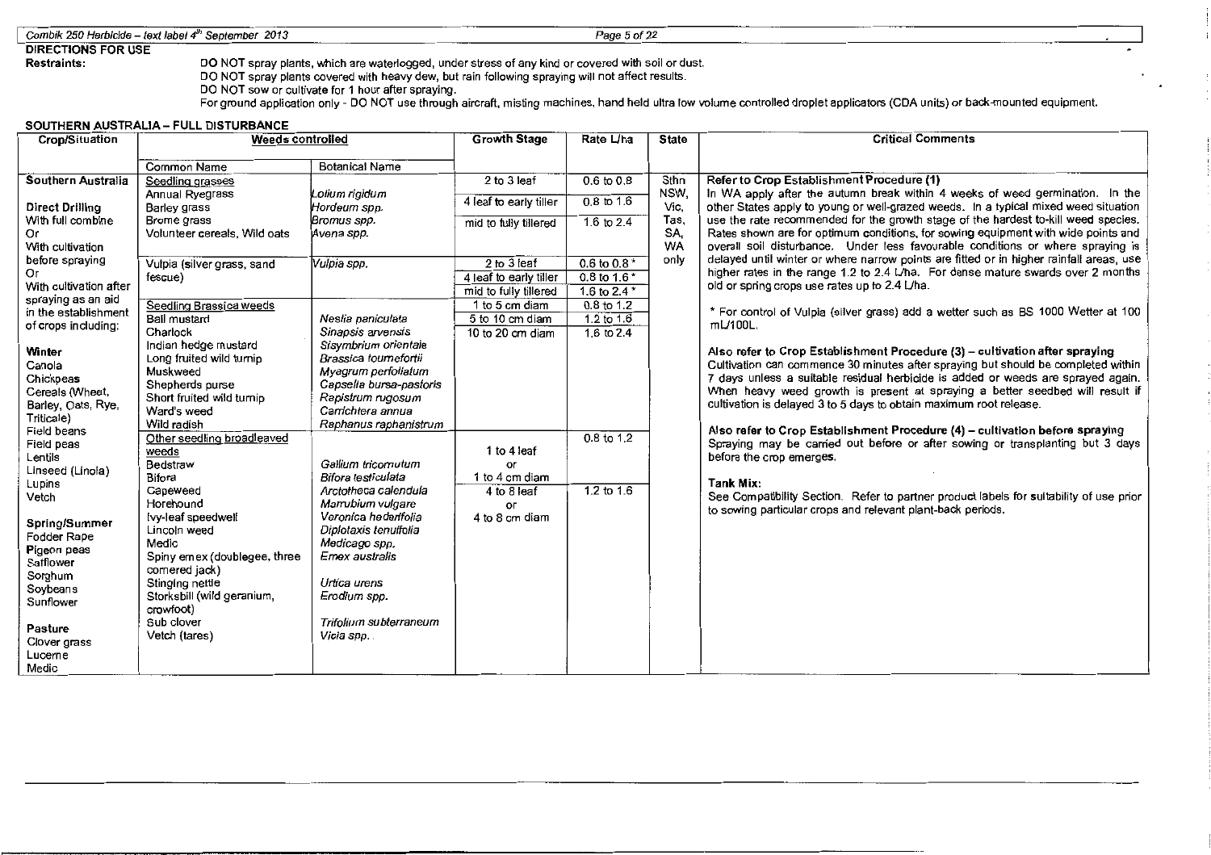## DIRECTIONS FOR USE

**Restraints:**

DO NOT spray plants, which are waterlogged, under stress of any kind or covered with soil or dust.

DO NOT spray plants covered with heavy dew, but rain following spraying will not affect results.

DO NOT sow or cultivate for 1 hour after spraying.

For ground application only - DO NOT use through aircraft, misting machines, hand held ultra low volume controlled droplet applicators (CDA units) or back-mounted equipment.

### SOUTHERN AUSTRALIA – FULL DISTURBANCE

| Crop/Situation | Weeds controlled | | Growth Stage | Rate L/ha | State | Critical Comments |
|---|---|---|---|---|---|---|
| | Common Name | Botanical Name | | | | |
| **Southern Australia**<br><br>**Direct Drilling**<br>With full combine<br>Or<br>With cultivation before spraying<br>Or<br>With cultivation after spraying as an aid in the establishment of crops including:<br><br>**Winter**<br>Canola<br>Chickpeas<br>Cereals (Wheat, Barley, Oats, Rye, Triticale)<br>Field beans<br>Field peas<br>Lentils<br>Linseed (Linola)<br>Lupins<br>Vetch<br><br>**Spring/Summer**<br>Fodder Rape<br>Pigeon peas<br>Safflower<br>Sorghum<br>Soybeans<br>Sunflower<br><br>**Pasture**<br>Clover grass<br>Lucerne<br>Medic | Seedling grasses<br>Annual Ryegrass<br>Barley grass<br>Brome grass<br>Volunteer cereals, Wild oats | *Lolium rigidum*<br>*Hordeum spp.*<br>*Bromus spp.*<br>*Avena spp.* | 2 to 3 leaf<br>4 leaf to early tiller<br>mid to fully tillered | 0.6 to 0.8<br>0.8 to 1.6<br>1.6 to 2.4 | Sthn NSW, Vic, Tas, SA, WA only | **Refer to Crop Establishment Procedure (1)**<br>In WA apply after the autumn break within 4 weeks of weed germination. In the other States apply to young or well-grazed weeds. In a typical mixed weed situation use the rate recommended for the growth stage of the hardest to-kill weed species. Rates shown are for optimum conditions, for sowing equipment with wide points and overall soil disturbance. Under less favourable conditions or where spraying is delayed until winter or where narrow points are fitted or in higher rainfall areas, use higher rates in the range 1.2 to 2.4 L/ha. For dense mature swards over 2 months old or spring crops use rates up to 2.4 L/ha.<br><br>* For control of Vulpia (silver grass) add a wetter such as BS 1000 Wetter at 100 mL/100L.<br><br>**Also refer to Crop Establishment Procedure (3) – cultivation after spraying**<br>Cultivation can commence 30 minutes after spraying but should be completed within 7 days unless a suitable residual herbicide is added or weeds are sprayed again. When heavy weed growth is present at spraying a better seedbed will result if cultivation is delayed 3 to 5 days to obtain maximum root release.<br><br>**Also refer to Crop Establishment Procedure (4) – cultivation before spraying**<br>Spraying may be carried out before or after sowing or transplanting but 3 days before the crop emerges.<br><br>**Tank Mix:**<br>See Compatibility Section. Refer to partner product labels for suitability of use prior to sowing particular crops and relevant plant-back periods. |
| | Vulpia (silver grass, sand fescue) | *Vulpia spp.* | 2 to 3 leaf<br>4 leaf to early tiller<br>mid to fully tillered | 0.6 to 0.8 *<br>0.8 to 1.6 *<br>1.6 to 2.4 * | | |
| | Seedling Brassica weeds<br>Ball mustard<br>Charlock<br>Indian hedge mustard<br>Long fruited wild turnip<br>Muskweed<br>Shepherds purse<br>Short fruited wild turnip<br>Ward's weed<br>Wild radish | <br>*Neslia paniculata*<br>*Sinapsis arvensis*<br>*Sisymbrium orientale*<br>*Brassica tournefortii*<br>*Myagrum perfoliatum*<br>*Capsella bursa-pastoris*<br>*Rapistrum rugosum*<br>*Carrichtera annua*<br>*Raphanus raphanistrum* | 1 to 5 cm diam<br>5 to 10 cm diam<br>10 to 20 cm diam | 0.8 to 1.2<br>1.2 to 1.6<br>1.6 to 2.4 | | |
| | Other seedling broadleaved weeds<br>Bedstraw<br>Bifora<br>Capeweed<br>Horehound<br>Ivy-leaf speedwell<br>Lincoln weed<br>Medic<br>Spiny emex (doublegee, three cornered jack)<br>Stinging nettle<br>Storksbill (wild geranium, crowfoot)<br>Sub clover<br>Vetch (tares) | <br><br>*Gallium tricornutum*<br>*Bifora testiculata*<br>*Arctotheca calendula*<br>*Marrubium vulgare*<br>*Veronica hederifolia*<br>*Diplotaxis tenuifolia*<br>*Medicago spp.*<br>*Emex australis*<br><br>*Urtica urens*<br>*Erodium spp.*<br><br>*Trifolium subterraneum*<br>*Vicia spp.* | 1 to 4 leaf<br>or<br>1 to 4 cm diam<br>4 to 8 leaf<br>or<br>4 to 8 cm diam | 0.8 to 1.2<br><br><br>1.2 to 1.6 | | |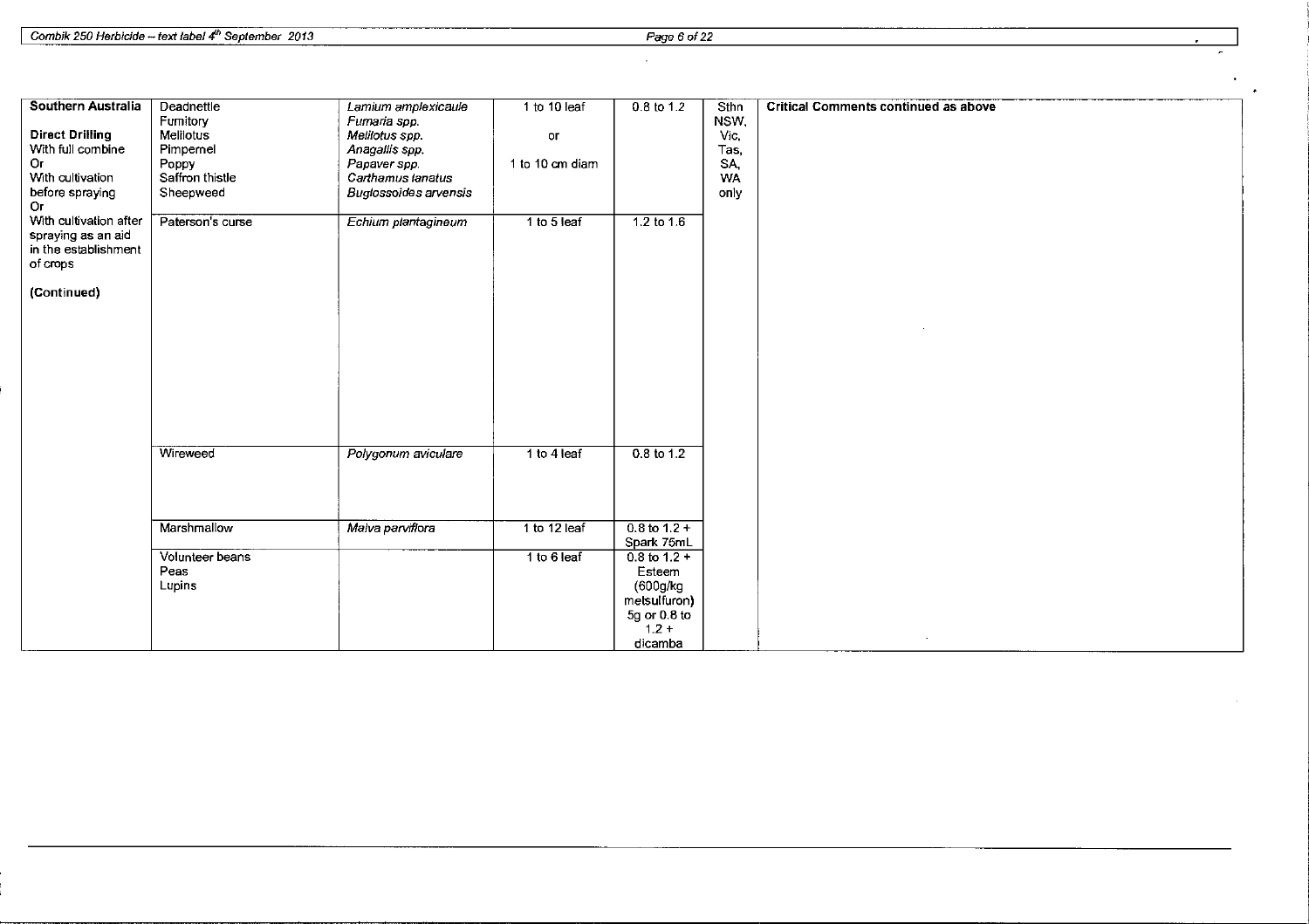| | | | | | | |
|---|---|---|---|---|---|---|
| **Southern Australia**<br><br>**Direct Drilling**<br>With full combine<br>Or<br>With cultivation before spraying<br>Or<br>With cultivation after spraying as an aid in the establishment of crops<br><br>**(Continued)** | Deadnettle<br>Fumitory<br>Melilotus<br>Pimpernel<br>Poppy<br>Saffron thistle<br>Sheepweed | *Lamium amplexicaule*<br>*Fumaria spp.*<br>*Melilotus spp.*<br>*Anagallis spp.*<br>*Papaver spp.*<br>*Carthamus lanatus*<br>*Buglossoides arvensis* | 1 to 10 leaf<br><br>or<br><br>1 to 10 cm diam | 0.8 to 1.2 | Sthn NSW, Vic, Tas, SA, WA only | **Critical Comments continued as above** |
| | Paterson's curse | *Echium plantagineum* | 1 to 5 leaf | 1.2 to 1.6 | | |
| | Wireweed | *Polygonum aviculare* | 1 to 4 leaf | 0.8 to 1.2 | | |
| | Marshmallow | *Malva parviflora* | 1 to 12 leaf | 0.8 to 1.2 + Spark 75mL | | |
| | Volunteer beans<br>Peas<br>Lupins | | 1 to 6 leaf | 0.8 to 1.2 + Esteem (600g/kg metsulfuron) 5g or 0.8 to 1.2 + dicamba | | |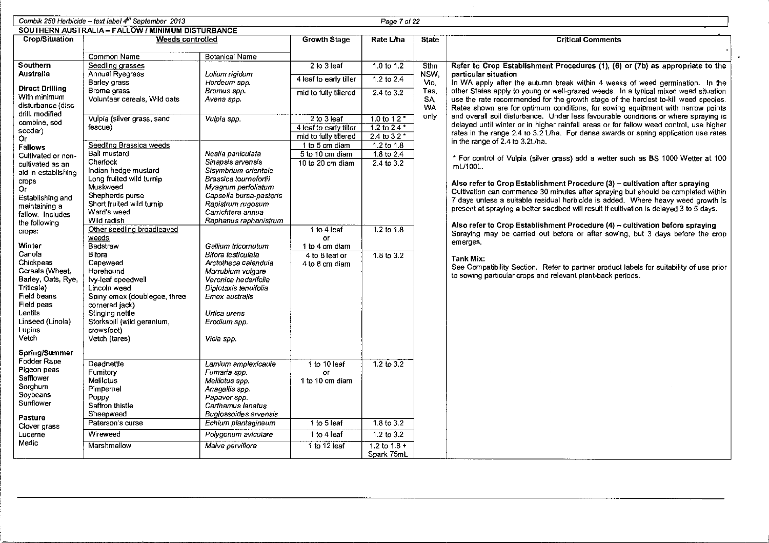## SOUTHERN AUSTRALIA – FALLOW / MINIMUM DISTURBANCE

| Crop/Situation | Weeds controlled – Common Name | Weeds controlled – Botanical Name | Growth Stage | Rate L/ha | State | Critical Comments |
|---|---|---|---|---|---|---|
| **Southern Australia** **Direct Drilling** With minimum disturbance (disc drill, modified combine, sod seeder) Or **Fallows** Cultivated or non-cultivated as an aid in establishing crops Or Establishing and maintaining a fallow. Includes the following crops: **Winter** Canola Chickpeas Cereals (Wheat, Barley, Oats, Rye, Triticale) Field beans Field peas Lentils Linseed (Linola) Lupins Vetch **Spring/Summer** Fodder Rape Pigeon peas Safflower Sorghum Soybeans Sunflower **Pasture** Clover grass Lucerne Medic | Seedling grasses | | 2 to 3 leaf | 1.0 to 1.2 | Sthn NSW, Vic, Tas, SA, WA only | **Refer to Crop Establishment Procedures (1), (6) or (7b) as appropriate to the particular situation** In WA apply after the autumn break within 4 weeks of weed germination. In the other States apply to young or well-grazed weeds. In a typical mixed weed situation use the rate recommended for the growth stage of the hardest to-kill weed species. Rates shown are for optimum conditions, for sowing equipment with narrow points and overall soil disturbance. Under less favourable conditions or where spraying is delayed until winter or in higher rainfall areas or for fallow weed control, use higher rates in the range 2.4 to 3.2 L/ha. For dense swards or spring application use rates in the range of 2.4 to 3.2L/ha. * For control of Vulpia (silver grass) add a wetter such as BS 1000 Wetter at 100 mL/100L. **Also refer to Crop Establishment Procedure (3) – cultivation after spraying** Cultivation can commence 30 minutes after spraying but should be completed within 7 days unless a suitable residual herbicide is added. Where heavy weed growth is present at spraying a better seedbed will result if cultivation is delayed 3 to 5 days. **Also refer to Crop Establishment Procedure (4) – cultivation before spraying** Spraying may be carried out before or after sowing, but 3 days before the crop emerges. **Tank Mix:** See Compatibility Section. Refer to partner product labels for suitability of use prior to sowing particular crops and relevant plant-back periods. |
| | Annual Ryegrass | *Lolium rigidum* | 4 leaf to early tiller | 1.2 to 2.4 | | |
| | Barley grass | *Hordeum spp.* | mid to fully tillered | 2.4 to 3.2 | | |
| | Brome grass | *Bromus spp.* | | | | |
| | Volunteer cereals, Wild oats | *Avena spp.* | | | | |
| | Vulpia (silver grass, sand fescue) | *Vulpia spp.* | 2 to 3 leaf | 1.0 to 1.2 * | | |
| | | | 4 leaf to early tiller | 1.2 to 2.4 * | | |
| | | | mid to fully tillered | 2.4 to 3.2 * | | |
| | Seedling Brassica weeds | | 1 to 5 cm diam | 1.2 to 1.8 | | |
| | Ball mustard | *Neslia paniculata* | 5 to 10 cm diam | 1.8 to 2.4 | | |
| | Charlock | *Sinapsis arvensis* | 10 to 20 cm diam | 2.4 to 3.2 | | |
| | Indian hedge mustard | *Sisymbrium orientale* | | | | |
| | Long fruited wild turnip | *Brassica tournefortii* | | | | |
| | Muskweed | *Myagrum perfoliatum* | | | | |
| | Shepherds purse | *Capsella bursa-pastoris* | | | | |
| | Short fruited wild turnip | *Rapistrum rugosum* | | | | |
| | Ward's weed | *Carrichtera annua* | | | | |
| | Wild radish | *Raphanus raphanistrum* | | | | |
| | Other seedling broadleaved weeds | | 1 to 4 leaf or 1 to 4 cm diam | 1.2 to 1.8 | | |
| | Bedstraw | *Gallium tricornutum* | | | | |
| | Bifora | *Bifora testiculata* | 4 to 8 leaf or 4 to 8 cm diam | 1.8 to 3.2 | | |
| | Capeweed | *Arctotheca calendula* | | | | |
| | Horehound | *Marrubium vulgare* | | | | |
| | Ivy-leaf speedwell | *Veronica hederifolia* | | | | |
| | Lincoln weed | *Diplotaxis tenuifolia* | | | | |
| | Spiny emex (doublegee, three cornered jack) | *Emex australis* | | | | |
| | Stinging nettle | *Urtica urens* | | | | |
| | Storksbill (wild geranium, crowsfoot) | *Erodium spp.* | | | | |
| | Vetch (tares) | *Vicia spp.* | | | | |
| | Deadnettle | *Lamium amplexicaule* | 1 to 10 leaf or 1 to 10 cm diam | 1.2 to 3.2 | | |
| | Fumitory | *Fumaria spp.* | | | | |
| | Melilotus | *Melilotus spp.* | | | | |
| | Pimpernel | *Anagallis spp.* | | | | |
| | Poppy | *Papaver spp.* | | | | |
| | Saffron thistle | *Carthamus lanatus* | | | | |
| | Sheepweed | *Buglossoides arvensis* | | | | |
| | Paterson's curse | *Echium plantagineum* | 1 to 5 leaf | 1.8 to 3.2 | | |
| | Wireweed | *Polygonum aviculare* | 1 to 4 leaf | 1.2 to 3.2 | | |
| | Marshmallow | *Malva parviflora* | 1 to 12 leaf | 1.2 to 1.8 + Spark 75mL | | |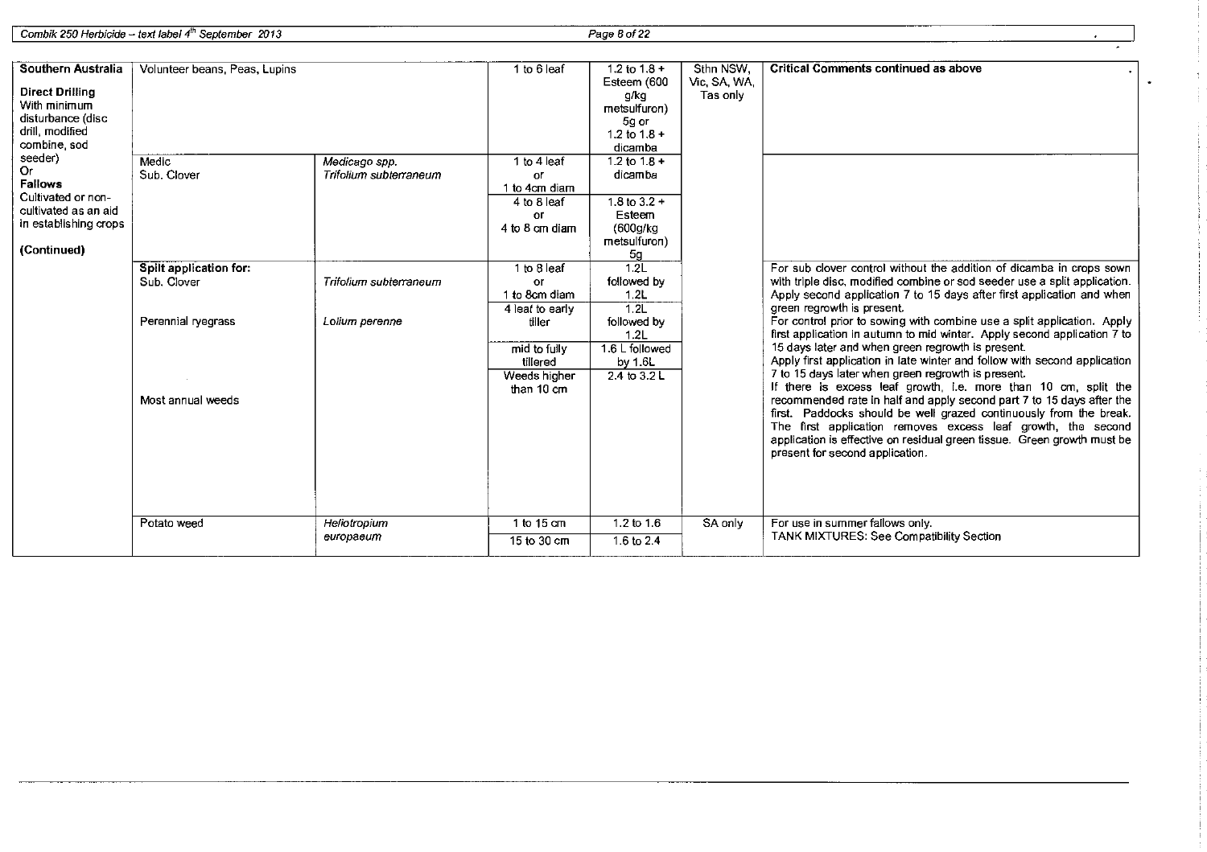| | | | | | | |
|---|---|---|---|---|---|---|
| **Southern Australia**<br><br>**Direct Drilling**<br>With minimum disturbance (disc drill, modified combine, sod seeder)<br>Or<br>**Fallows**<br>Cultivated or non-cultivated as an aid in establishing crops<br><br>**(Continued)** | Volunteer beans, Peas, Lupins | | 1 to 6 leaf | 1.2 to 1.8 + Esteem (600 g/kg metsulfuron) 5g or 1.2 to 1.8 + dicamba | Sthn NSW, Vic, SA, WA, Tas only | **Critical Comments continued as above** |
| | Medic<br>Sub. Clover | *Medicago spp.*<br>*Trifolium subterraneum* | 1 to 4 leaf or 1 to 4cm diam | 1.2 to 1.8 + dicamba | | |
| | | | 4 to 8 leaf or 4 to 8 cm diam | 1.8 to 3.2 + Esteem (600g/kg metsulfuron) 5g | | |
| | **Split application for:**<br>Sub. Clover | *Trifolium subterraneum* | 1 to 8 leaf or 1 to 8cm diam | 1.2L followed by 1.2L | | For sub clover control without the addition of dicamba in crops sown with triple disc, modified combine or sod seeder use a split application. Apply second application 7 to 15 days after first application and when green regrowth is present.<br>For control prior to sowing with combine use a split application. Apply first application in autumn to mid winter. Apply second application 7 to 15 days later and when green regrowth is present.<br>Apply first application in late winter and follow with second application 7 to 15 days later when green regrowth is present.<br>If there is excess leaf growth, i.e. more than 10 cm, split the recommended rate in half and apply second part 7 to 15 days after the first. Paddocks should be well grazed continuously from the break. The first application removes excess leaf growth, the second application is effective on residual green tissue. Green growth must be present for second application. |
| | Perennial ryegrass | *Lolium perenne* | 4 leaf to early tiller | 1.2L followed by 1.2L | | |
| | | | mid to fully tillered | 1.6 L followed by 1.6L | | |
| | Most annual weeds | | Weeds higher than 10 cm | 2.4 to 3.2 L | | |
| | Potato weed | *Heliotropium europaeum* | 1 to 15 cm | 1.2 to 1.6 | SA only | For use in summer fallows only.<br>TANK MIXTURES: See Compatibility Section |
| | | | 15 to 30 cm | 1.6 to 2.4 | | |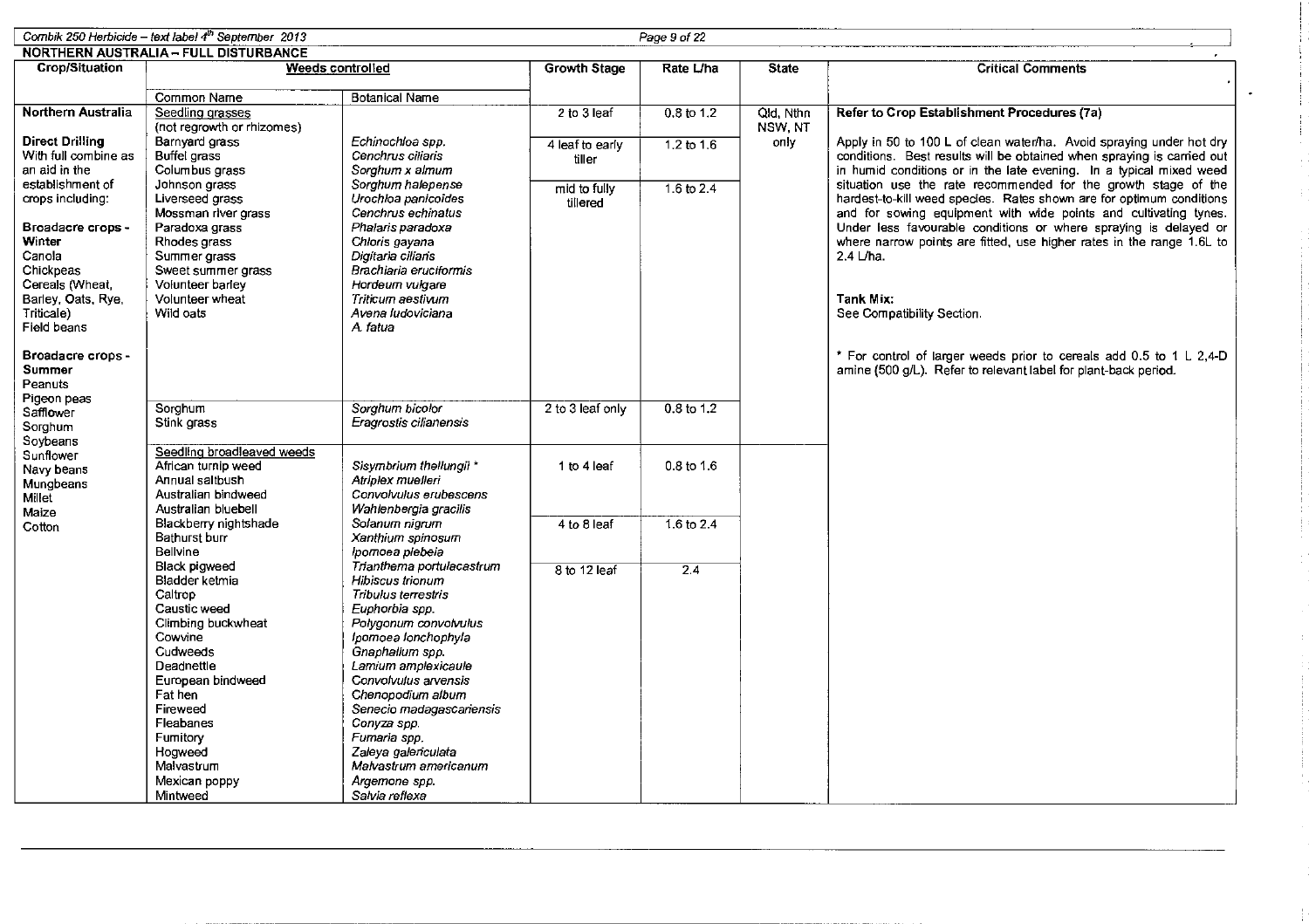## NORTHERN AUSTRALIA – FULL DISTURBANCE

| Crop/Situation | Weeds controlled | | Growth Stage | Rate L/ha | State | Critical Comments |
|---|---|---|---|---|---|---|
| | Common Name | Botanical Name | | | | |
| **Northern Australia**<br><br>**Direct Drilling**<br>With full combine as an aid in the establishment of crops including:<br><br>**Broadacre crops - Winter**<br>Canola<br>Chickpeas<br>Cereals (Wheat, Barley, Oats, Rye, Triticale)<br>Field beans<br><br>**Broadacre crops - Summer**<br>Peanuts<br>Pigeon peas<br>Safflower<br>Sorghum<br>Soybeans<br>Sunflower<br>Navy beans<br>Mungbeans<br>Millet<br>Maize<br>Cotton | Seedling grasses<br>(not regrowth or rhizomes)<br>Barnyard grass<br>Buffel grass<br>Columbus grass<br>Johnson grass<br>Liverseed grass<br>Mossman river grass<br>Paradoxa grass<br>Rhodes grass<br>Summer grass<br>Sweet summer grass<br>Volunteer barley<br>Volunteer wheat<br>Wild oats | <br><br>*Echinochloa spp.*<br>*Cenchrus ciliaris*<br>*Sorghum x almum*<br>*Sorghum halepense*<br>*Urochloa panicoides*<br>*Cenchrus echinatus*<br>*Phalaris paradoxa*<br>*Chloris gayana*<br>*Digitaria ciliaris*<br>*Brachiaria eruciformis*<br>*Hordeum vulgare*<br>*Triticum aestivum*<br>*Avena ludoviciana*<br>*A. fatua* | 2 to 3 leaf<br><br>4 leaf to early tiller<br><br>mid to fully tillered | 0.8 to 1.2<br><br>1.2 to 1.6<br><br>1.6 to 2.4 | Qld, Nthn NSW, NT only | **Refer to Crop Establishment Procedures (7a)**<br><br>Apply in 50 to 100 L of clean water/ha. Avoid spraying under hot dry conditions. Best results will be obtained when spraying is carried out in humid conditions or in the late evening. In a typical mixed weed situation use the rate recommended for the growth stage of the hardest-to-kill weed species. Rates shown are for optimum conditions and for sowing equipment with wide points and cultivating tynes. Under less favourable conditions or where spraying is delayed or where narrow points are fitted, use higher rates in the range 1.6L to 2.4 L/ha.<br><br>**Tank Mix:**<br>See Compatibility Section.<br><br>* For control of larger weeds prior to cereals add 0.5 to 1 L 2,4-D amine (500 g/L). Refer to relevant label for plant-back period. |
| | Sorghum<br>Stink grass | *Sorghum bicolor*<br>*Eragrostis cilianensis* | 2 to 3 leaf only | 0.8 to 1.2 | | |
| | Seedling broadleaved weeds<br>African turnip weed<br>Annual saltbush<br>Australian bindweed<br>Australian bluebell<br>Blackberry nightshade<br>Bathurst burr<br>Bellvine<br>Black pigweed<br>Bladder ketmia<br>Caltrop<br>Caustic weed<br>Climbing buckwheat<br>Cowvine<br>Cudweeds<br>Deadnettle<br>European bindweed<br>Fat hen<br>Fireweed<br>Fleabanes<br>Fumitory<br>Hogweed<br>Malvastrum<br>Mexican poppy<br>Mintweed | <br>*Sisymbrium thellungii* *<br>*Atriplex muelleri*<br>*Convolvulus erubescens*<br>*Wahlenbergia gracilis*<br>*Solanum nigrum*<br>*Xanthium spinosum*<br>*Ipomoea plebeia*<br>*Trianthema portulacastrum*<br>*Hibiscus trionum*<br>*Tribulus terrestris*<br>*Euphorbia spp.*<br>*Polygonum convolvulus*<br>*Ipomoea lonchophyla*<br>*Gnaphalium spp.*<br>*Lamium amplexicaule*<br>*Convolvulus arvensis*<br>*Chenopodium album*<br>*Senecio madagascariensis*<br>*Conyza spp.*<br>*Fumaria spp.*<br>*Zaleya galericulata*<br>*Malvastrum americanum*<br>*Argemone spp.*<br>*Salvia reflexa* | 1 to 4 leaf<br><br>4 to 8 leaf<br><br>8 to 12 leaf | 0.8 to 1.6<br><br>1.6 to 2.4<br><br>2.4 | | |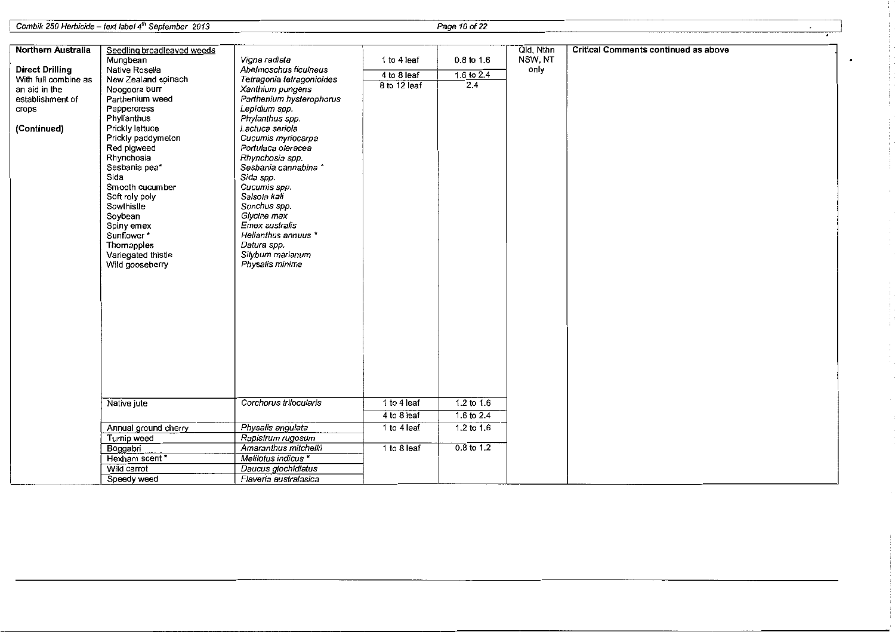| Northern Australia | Seedling broadleaved weeds | | | | Qld, Nthn NSW, NT only | Critical Comments continued as above |
|---|---|---|---|---|---|---|
| **Direct Drilling** With full combine as an aid in the establishment of crops | Mungbean | *Vigna radiata* | 1 to 4 leaf | 0.8 to 1.6 | | |
| **(Continued)** | Native Rosella | *Abelmoschus ficulneus* | 4 to 8 leaf | 1.6 to 2.4 | | |
| | New Zealand spinach | *Tetragonia tetragonioides* | 8 to 12 leaf | 2.4 | | |
| | Noogoora burr | *Xanthium pungens* | | | | |
| | Parthenium weed | *Parthenium hysterophorus* | | | | |
| | Peppercress | *Lepidium spp.* | | | | |
| | Phyllanthus | *Phylanthus spp.* | | | | |
| | Prickly lettuce | *Lactuca seriola* | | | | |
| | Prickly paddymelon | *Cucumis myriocarpa* | | | | |
| | Red pigweed | *Portulaca oleracea* | | | | |
| | Rhynchosia | *Rhynchosia spp.* | | | | |
| | Sesbania pea* | *Sesbania cannabina* * | | | | |
| | Sida | *Sida spp.* | | | | |
| | Smooth cucumber | *Cucumis spp.* | | | | |
| | Soft roly poly | *Salsola kali* | | | | |
| | Sowthistle | *Sonchus spp.* | | | | |
| | Soybean | *Glycine max* | | | | |
| | Spiny emex | *Emex australis* | | | | |
| | Sunflower * | *Helianthus annuus* * | | | | |
| | Thornapples | *Datura spp.* | | | | |
| | Variegated thistle | *Silybum marianum* | | | | |
| | Wild gooseberry | *Physalis minima* | | | | |
| | Native jute | *Corchorus trilocularis* | 1 to 4 leaf | 1.2 to 1.6 | | |
| | | | 4 to 8 leaf | 1.6 to 2.4 | | |
| | Annual ground cherry | *Physalis angulata* | 1 to 4 leaf | 1.2 to 1.6 | | |
| | Turnip weed | *Rapistrum rugosum* | | | | |
| | Boggabri | *Amaranthus mitchellii* | 1 to 8 leaf | 0.8 to 1.2 | | |
| | Hexham scent * | *Melilotus indicus* * | | | | |
| | Wild carrot | *Daucus glochidiatus* | | | | |
| | Speedy weed | *Flaveria australasica* | | | | |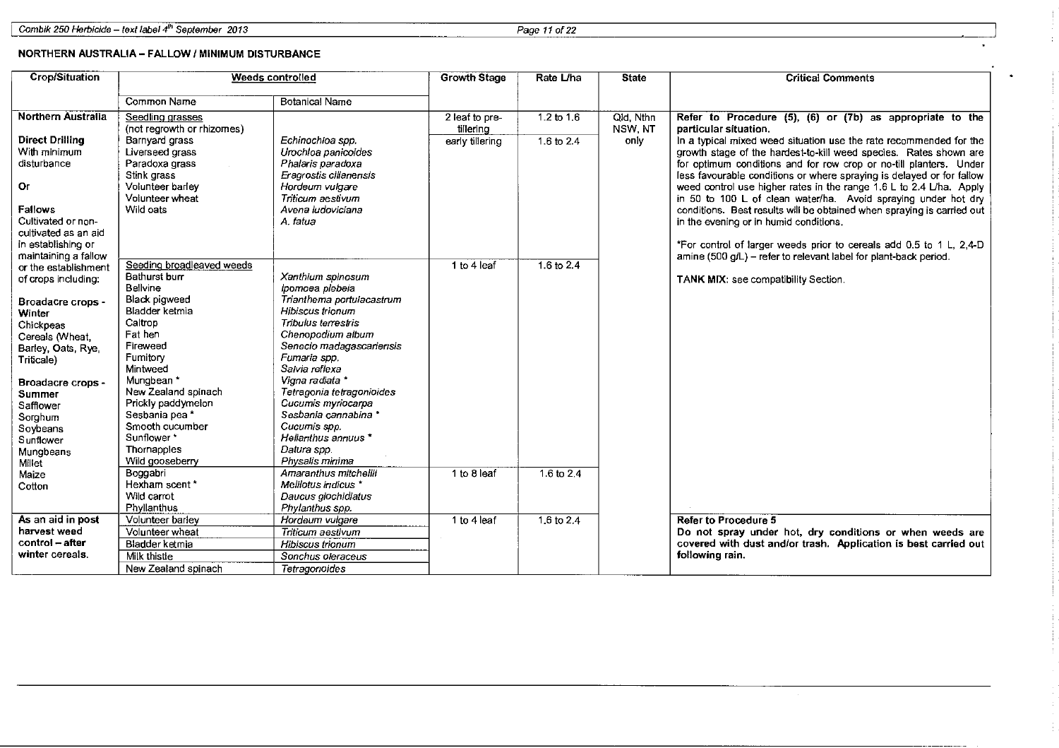## NORTHERN AUSTRALIA – FALLOW / MINIMUM DISTURBANCE

| Crop/Situation | Weeds controlled | | Growth Stage | Rate L/ha | State | Critical Comments |
|---|---|---|---|---|---|---|
| | Common Name | Botanical Name | | | | |
| **Northern Australia**<br><br>**Direct Drilling**<br>With minimum disturbance<br><br>**Or**<br><br>**Fallows**<br>Cultivated or non-cultivated as an aid in establishing or maintaining a fallow or the establishment of crops including:<br><br>**Broadacre crops - Winter**<br>Chickpeas<br>Cereals (Wheat, Barley, Oats, Rye, Triticale)<br><br>**Broadacre crops - Summer**<br>Safflower<br>Sorghum<br>Soybeans<br>Sunflower<br>Mungbeans<br>Millet<br>Maize<br>Cotton | Seedling grasses (not regrowth or rhizomes) | | 2 leaf to pre-tillering | 1.2 to 1.6 | Qld, Nthn NSW, NT only | **Refer to Procedure (5), (6) or (7b) as appropriate to the particular situation.**<br>In a typical mixed weed situation use the rate recommended for the growth stage of the hardest-to-kill weed species. Rates shown are for optimum conditions and for row crop or no-till planters. Under less favourable conditions or where spraying is delayed or for fallow weed control use higher rates in the range 1.6 L to 2.4 L/ha. Apply in 50 to 100 L of clean water/ha. Avoid spraying under hot dry conditions. Best results will be obtained when spraying is carried out in the evening or in humid conditions.<br><br>*For control of larger weeds prior to cereals add 0.5 to 1 L, 2,4-D amine (500 g/L) – refer to relevant label for plant-back period.<br><br>**TANK MIX**: see compatibility Section. |
| | Barnyard grass<br>Liverseed grass<br>Paradoxa grass<br>Stink grass<br>Volunteer barley<br>Volunteer wheat<br>Wild oats | *Echinochloa spp.*<br>*Urochloa panicoides*<br>*Phalaris paradoxa*<br>*Eragrostis cilianensis*<br>*Hordeum vulgare*<br>*Triticum aestivum*<br>*Avena ludoviciana*<br>*A. fatua* | early tillering | 1.6 to 2.4 | | |
| | Seeding broadleaved weeds<br>Bathurst burr<br>Bellvine<br>Black pigweed<br>Bladder ketmia<br>Caltrop<br>Fat hen<br>Fireweed<br>Fumitory<br>Mintweed<br>Mungbean *<br>New Zealand spinach<br>Prickly paddymelon<br>Sesbania pea *<br>Smooth cucumber<br>Sunflower *<br>Thornapples<br>Wild gooseberry | <br>*Xanthium spinosum*<br>*Ipomoea plebeia*<br>*Trianthema portulacastrum*<br>*Hibiscus trionum*<br>*Tribulus terrestris*<br>*Chenopodium album*<br>*Senecio madagascariensis*<br>*Fumaria spp.*<br>*Salvia reflexa*<br>*Vigna radiata* *<br>*Tetragonia tetragonioides*<br>*Cucumis myriocarpa*<br>*Sesbania cannabina* *<br>*Cucumis spp.*<br>*Helianthus annuus* *<br>*Datura spp.*<br>*Physalis minima* | 1 to 4 leaf | 1.6 to 2.4 | | |
| | Boggabri<br>Hexham scent *<br>Wild carrot<br>Phyllanthus | *Amaranthus mitchellii*<br>*Melilotus indicus* *<br>*Daucus glochidiatus*<br>*Phylanthus spp.* | 1 to 8 leaf | 1.6 to 2.4 | | |
| **As an aid in post harvest weed control – after winter cereals.** | Volunteer barley<br>Volunteer wheat<br>Bladder ketmia<br>Milk thistle<br>New Zealand spinach | *Hordeum vulgare*<br>*Triticum aestivum*<br>*Hibiscus trionum*<br>*Sonchus oleraceus*<br>*Tetragonoides* | 1 to 4 leaf | 1.6 to 2.4 | | **Refer to Procedure 5**<br>**Do not spray under hot, dry conditions or when weeds are covered with dust and/or trash. Application is best carried out following rain.** |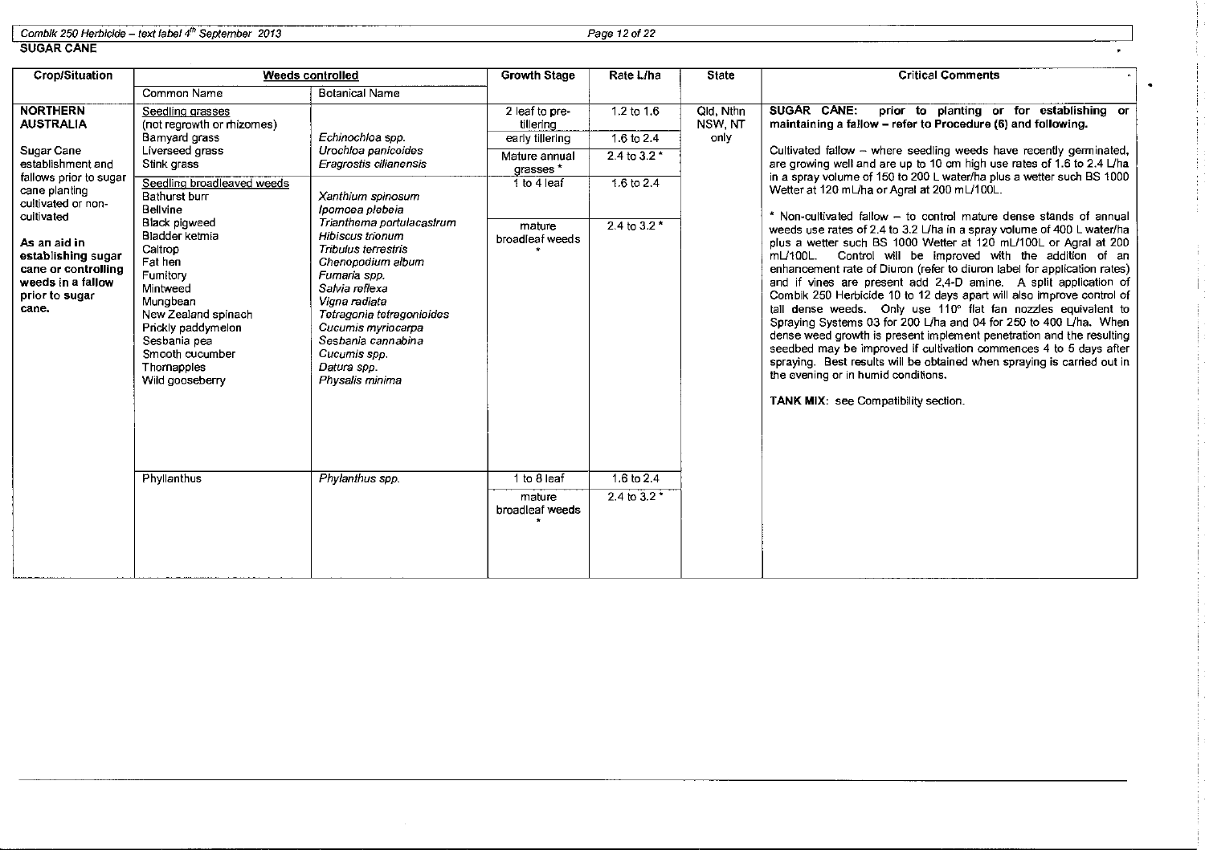**SUGAR CANE**

| Crop/Situation | Weeds controlled | | Growth Stage | Rate L/ha | State | Critical Comments |
|---|---|---|---|---|---|---|
| | Common Name | Botanical Name | | | | |
| **NORTHERN AUSTRALIA**<br><br>Sugar Cane establishment and fallows prior to sugar cane planting cultivated or non-cultivated<br><br>**As an aid in establishing sugar cane or controlling weeds in a fallow prior to sugar cane.** | Seedling grasses (not regrowth or rhizomes)<br>Barnyard grass<br>Liverseed grass<br>Stink grass | <br><br>*Echinochloa spp.*<br>*Urochloa panicoides*<br>*Eragrostis cilianensis* | 2 leaf to pre-tillering<br>early tillering<br>Mature annual grasses * | 1.2 to 1.6<br>1.6 to 2.4<br>2.4 to 3.2 * | Qld, Nthn NSW, NT only | **SUGAR CANE: prior to planting or for establishing or maintaining a fallow – refer to Procedure (6) and following.**<br><br>Cultivated fallow – where seedling weeds have recently germinated, are growing well and are up to 10 cm high use rates of 1.6 to 2.4 L/ha in a spray volume of 150 to 200 L water/ha plus a wetter such BS 1000 Wetter at 120 mL/ha or Agral at 200 mL/100L.<br><br>* Non-cultivated fallow – to control mature dense stands of annual weeds use rates of 2.4 to 3.2 L/ha in a spray volume of 400 L water/ha plus a wetter such BS 1000 Wetter at 120 mL/100L or Agral at 200 mL/100L. Control will be improved with the addition of an enhancement rate of Diuron (refer to diuron label for application rates) and if vines are present add 2,4-D amine. A split application of Combik 250 Herbicide 10 to 12 days apart will also improve control of tall dense weeds. Only use 110° flat fan nozzles equivalent to Spraying Systems 03 for 200 L/ha and 04 for 250 to 400 L/ha. When dense weed growth is present implement penetration and the resulting seedbed may be improved if cultivation commences 4 to 5 days after spraying. Best results will be obtained when spraying is carried out in the evening or in humid conditions.<br><br>**TANK MIX:** see Compatibility section. |
| | Seedling broadleaved weeds<br>Bathurst burr<br>Bellvine<br>Black pigweed<br>Bladder ketmia<br>Caltrop<br>Fat hen<br>Fumitory<br>Mintweed<br>Mungbean<br>New Zealand spinach<br>Prickly paddymelon<br>Sesbania pea<br>Smooth cucumber<br>Thornapples<br>Wild gooseberry | <br>*Xanthium spinosum*<br>*Ipomoea plebeia*<br>*Trianthema portulacastrum*<br>*Hibiscus trionum*<br>*Tribulus terrestris*<br>*Chenopodium album*<br>*Fumaria spp.*<br>*Salvia reflexa*<br>*Vigna radiata*<br>*Tetragonia tetragonioides*<br>*Cucumis myriocarpa*<br>*Sesbania cannabina*<br>*Cucumis spp.*<br>*Datura spp.*<br>*Physalis minima* | 1 to 4 leaf<br>mature broadleaf weeds * | 1.6 to 2.4<br>2.4 to 3.2 * | | |
| | Phyllanthus | *Phylanthus spp.* | 1 to 8 leaf<br>mature broadleaf weeds * | 1.6 to 2.4<br>2.4 to 3.2 * | | |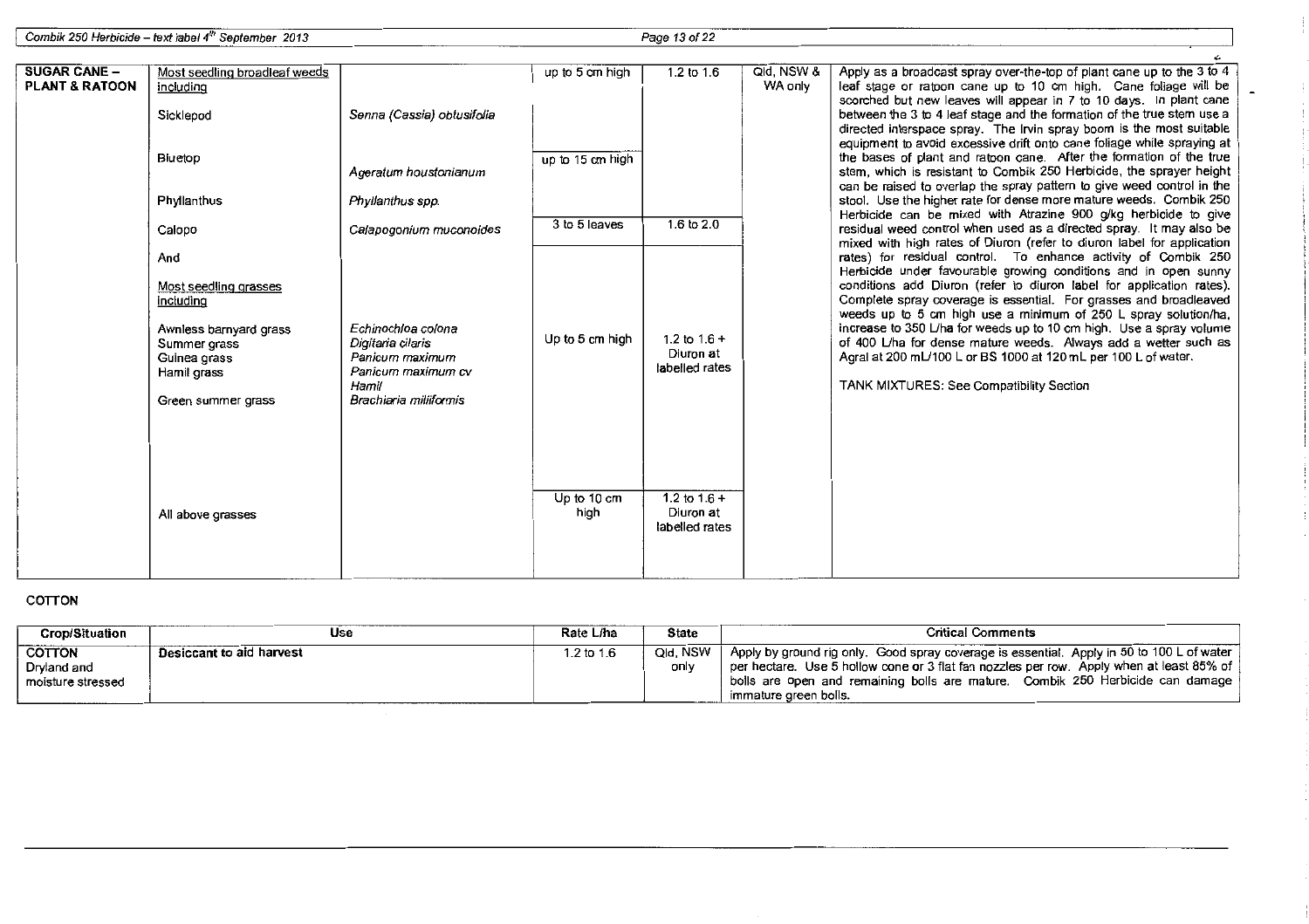| SUGAR CANE – PLANT & RATOON | Most seedling broadleaf weeds including | | | | Qld, NSW & WA only | Apply as a broadcast spray over-the-top of plant cane up to the 3 to 4 leaf stage or ratoon cane up to 10 cm high. Cane foliage will be scorched but new leaves will appear in 7 to 10 days. In plant cane between the 3 to 4 leaf stage and the formation of the true stem use a directed interspace spray. The Irvin spray boom is the most suitable equipment to avoid excessive drift onto cane foliage while spraying at the bases of plant and ratoon cane. After the formation of the true stem, which is resistant to Combik 250 Herbicide, the sprayer height can be raised to overlap the spray pattern to give weed control in the stool. Use the higher rate for dense more mature weeds. Combik 250 Herbicide can be mixed with Atrazine 900 g/kg herbicide to give residual weed control when used as a directed spray. It may also be mixed with high rates of Diuron (refer to diuron label for application rates) for residual control. To enhance activity of Combik 250 Herbicide under favourable growing conditions and in open sunny conditions add Diuron (refer to diuron label for application rates). Complete spray coverage is essential. For grasses and broadleaved weeds up to 5 cm high use a minimum of 250 L spray solution/ha, increase to 350 L/ha for weeds up to 10 cm high. Use a spray volume of 400 L/ha for dense mature weeds. Always add a wetter such as Agral at 200 mL/100 L or BS 1000 at 120 mL per 100 L of water.<br><br>TANK MIXTURES: See Compatibility Section |
|---|---|---|---|---|---|---|
| | Sicklepod | *Senna (Cassia) obtusifolia* | up to 5 cm high | 1.2 to 1.6 | | |
| | Bluetop | *Ageratum houstonianum* | up to 15 cm high | | | |
| | Phyllanthus | *Phyllanthus spp.* | | | | |
| | Calopo | *Calapogonium muconoides* | 3 to 5 leaves | 1.6 to 2.0 | | |
| | And<br><br>Most seedling grasses including | | | | | |
| | Awnless barnyard grass<br>Summer grass<br>Guinea grass<br>Hamil grass<br>Green summer grass | *Echinochloa colona*<br>*Digitaria ciliaris*<br>*Panicum maximum*<br>*Panicum maximum cv Hamil*<br>*Brachiaria miliiformis* | Up to 5 cm high | 1.2 to 1.6 + Diuron at labelled rates | | |
| | All above grasses | | Up to 10 cm high | 1.2 to 1.6 + Diuron at labelled rates | | |

**COTTON**

| Crop/Situation | Use | Rate L/ha | State | Critical Comments |
|---|---|---|---|---|
| **COTTON** Dryland and moisture stressed | **Desiccant to aid harvest** | 1.2 to 1.6 | Qld, NSW only | Apply by ground rig only. Good spray coverage is essential. Apply in 50 to 100 L of water per hectare. Use 5 hollow cone or 3 flat fan nozzles per row. Apply when at least 85% of bolls are open and remaining bolls are mature. Combik 250 Herbicide can damage immature green bolls. |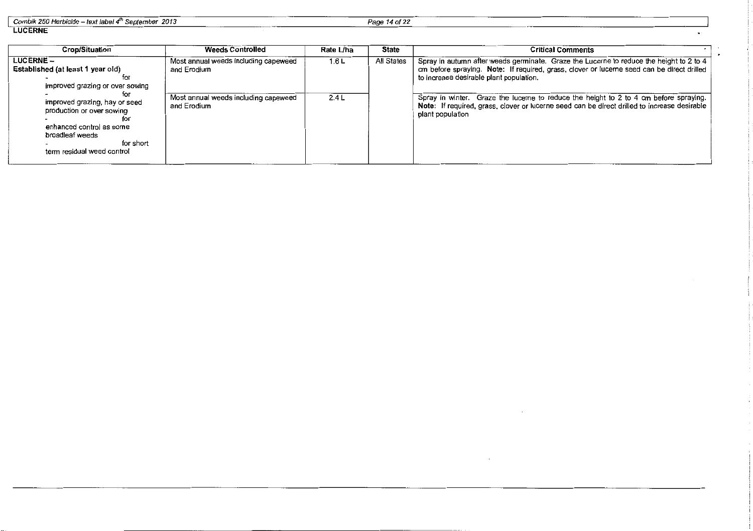**LUCERNE**

| Crop/Situation | Weeds Controlled | Rate L/ha | State | Critical Comments |
|---|---|---|---|---|
| **LUCERNE – Established (at least 1 year old)**<br>- for improved grazing or over sowing<br>- for improved grazing, hay or seed production or over sowing<br>- for enhanced control as some broadleaf weeds<br>- for short term residual weed control | Most annual weeds including capeweed and Erodium | 1.6 L | All States | Spray in autumn after weeds germinate. Graze the Lucerne to reduce the height to 2 to 4 cm before spraying. **Note:** If required, grass, clover or lucerne seed can be direct drilled to increase desirable plant population. |
| | Most annual weeds including capeweed and Erodium | 2.4 L | | Spray in winter. Graze the lucerne to reduce the height to 2 to 4 cm before spraying. **Note:** If required, grass, clover or lucerne seed can be direct drilled to increase desirable plant population |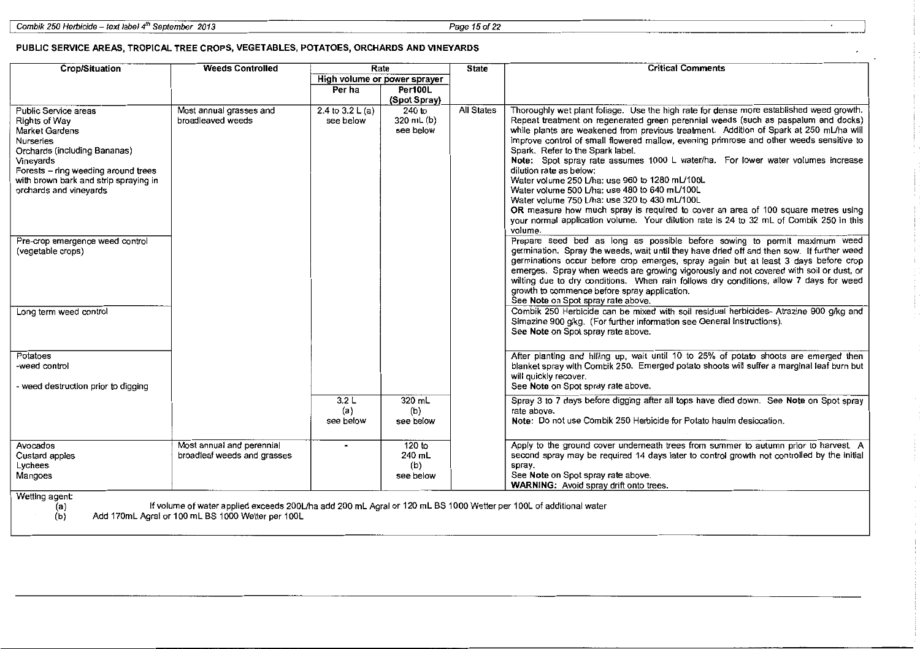## PUBLIC SERVICE AREAS, TROPICAL TREE CROPS, VEGETABLES, POTATOES, ORCHARDS AND VINEYARDS

| Crop/Situation | Weeds Controlled | Rate | | State | Critical Comments |
|---|---|---|---|---|---|
| | | High volume or power sprayer | | | |
| | | Per ha | Per100L (Spot Spray) | | |
| Public Service areas<br>Rights of Way<br>Market Gardens<br>Nurseries<br>Orchards (including Bananas)<br>Vineyards<br>Forests – ring weeding around trees with brown bark and strip spraying in orchards and vineyards | Most annual grasses and broadleaved weeds | 2.4 to 3.2 L (a) see below | 240 to 320 mL (b) see below | All States | Thoroughly wet plant foliage. Use the high rate for dense more established weed growth. Repeat treatment on regenerated green perennial weeds (such as paspalum and docks) while plants are weakened from previous treatment. Addition of Spark at 250 mL/ha will improve control of small flowered mallow, evening primrose and other weeds sensitive to Spark. Refer to the Spark label.<br>**Note:** Spot spray rate assumes 1000 L water/ha. For lower water volumes increase dilution rate as below:<br>Water volume 250 L/ha: use 960 to 1280 mL/100L<br>Water volume 500 L/ha: use 480 to 640 mL/100L<br>Water volume 750 L/ha: use 320 to 430 mL/100L<br>**OR** measure how much spray is required to cover an area of 100 square metres using your normal application volume. Your dilution rate is 24 to 32 mL of Combik 250 in this volume. |
| Pre-crop emergence weed control (vegetable crops) | | | | | Prepare seed bed as long as possible before sowing to permit maximum weed germination. Spray the weeds, wait until they have dried off and then sow. If further weed germinations occur before crop emerges, spray again but at least 3 days before crop emerges. Spray when weeds are growing vigorously and not covered with soil or dust, or wilting due to dry conditions. When rain follows dry conditions, allow 7 days for weed growth to commence before spray application.<br>See **Note** on Spot spray rate above. |
| Long term weed control | | | | | Combik 250 Herbicide can be mixed with soil residual herbicides- Atrazine 900 g/kg and Simazine 900 g/kg. (For further information see General Instructions).<br>See **Note** on Spot spray rate above. |
| Potatoes<br>-weed control | | | | | After planting and hilling up, wait until 10 to 25% of potato shoots are emerged then blanket spray with Combik 250. Emerged potato shoots will suffer a marginal leaf burn but will quickly recover.<br>See **Note** on Spot spray rate above. |
| - weed destruction prior to digging | | 3.2 L (a) see below | 320 mL (b) see below | | Spray 3 to 7 days before digging after all tops have died down. See **Note** on Spot spray rate above.<br>**Note:** Do not use Combik 250 Herbicide for Potato haulm desiccation. |
| Avocados<br>Custard apples<br>Lychees<br>Mangoes | Most annual and perennial broadleaf weeds and grasses | - | 120 to 240 mL (b) see below | | Apply to the ground cover underneath trees from summer to autumn prior to harvest. A second spray may be required 14 days later to control growth not controlled by the initial spray.<br>See **Note** on Spot spray rate above.<br>**WARNING:** Avoid spray drift onto trees. |

Wetting agent:

(a) If volume of water applied exceeds 200L/ha add 200 mL Agral or 120 mL BS 1000 Wetter per 100L of additional water

(b) Add 170mL Agral or 100 mL BS 1000 Wetter per 100L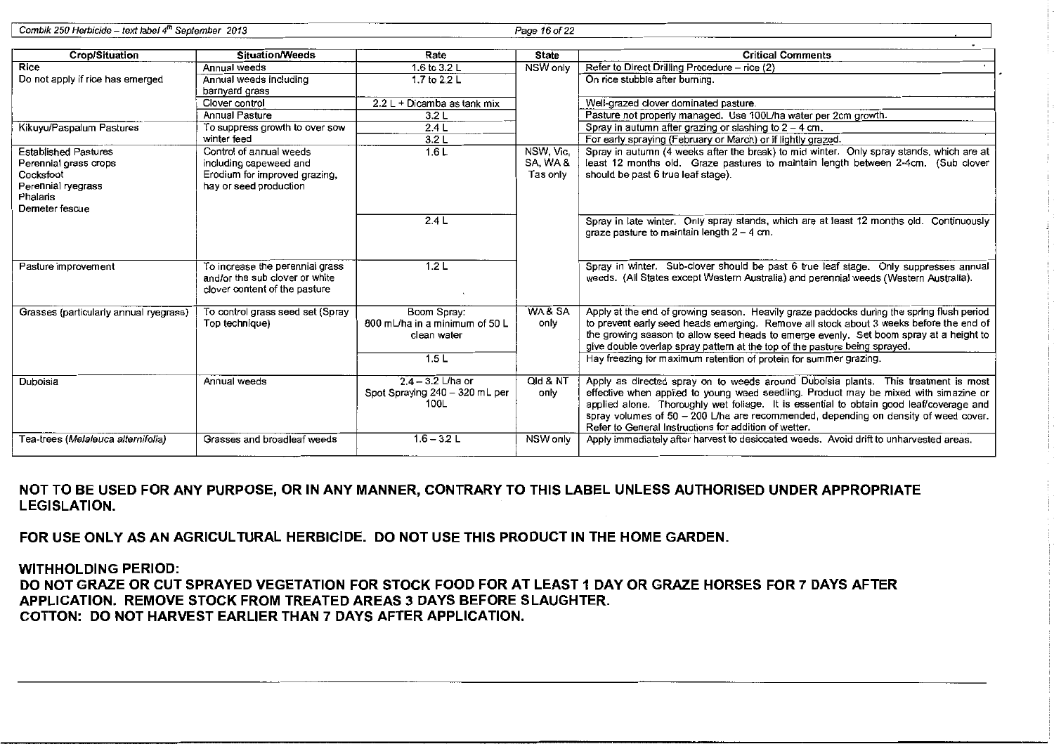| Crop/Situation | Situation/Weeds | Rate | State | Critical Comments |
|---|---|---|---|---|
| Rice | Annual weeds | 1.6 to 3.2 L | NSW only | Refer to Direct Drilling Procedure – rice (2) |
| Do not apply if rice has emerged | Annual weeds including barnyard grass | 1.7 to 2.2 L | | On rice stubble after burning. |
| | Clover control | 2.2 L + Dicamba as tank mix | | Well-grazed clover dominated pasture. |
| | Annual Pasture | 3.2 L | | Pasture not properly managed. Use 100L/ha water per 2cm growth. |
| Kikuyu/Paspalum Pastures | To suppress growth to over sow winter feed | 2.4 L | | Spray in autumn after grazing or slashing to 2 – 4 cm. |
| | | 3.2 L | | For early spraying (February or March) or if lightly grazed. |
| Established Pastures<br>Perennial grass crops<br>Cocksfoot<br>Perennial ryegrass<br>Phalaris<br>Demeter fescue | Control of annual weeds including capeweed and Erodium for improved grazing, hay or seed production | 1.6 L | NSW, Vic, SA, WA & Tas only | Spray in autumn (4 weeks after the break) to mid winter. Only spray stands, which are at least 12 months old. Graze pastures to maintain length between 2-4cm. (Sub clover should be past 6 true leaf stage). |
| | | 2.4 L | | Spray in late winter. Only spray stands, which are at least 12 months old. Continuously graze pasture to maintain length 2 – 4 cm. |
| Pasture improvement | To increase the perennial grass and/or the sub clover or white clover content of the pasture | 1.2 L | | Spray in winter. Sub-clover should be past 6 true leaf stage. Only suppresses annual weeds. (All States except Western Australia) and perennial weeds (Western Australia). |
| Grasses (particularly annual ryegrass) | To control grass seed set (Spray Top technique) | Boom Spray:<br>800 mL/ha in a minimum of 50 L clean water | WA & SA only | Apply at the end of growing season. Heavily graze paddocks during the spring flush period to prevent early seed heads emerging. Remove all stock about 3 weeks before the end of the growing season to allow seed heads to emerge evenly. Set boom spray at a height to give double overlap spray pattern at the top of the pasture being sprayed. |
| | | 1.5 L | | Hay freezing for maximum retention of protein for summer grazing. |
| Duboisia | Annual weeds | 2.4 – 3.2 L/ha or<br>Spot Spraying 240 – 320 mL per 100L | Qld & NT only | Apply as directed spray on to weeds around Duboisia plants. This treatment is most effective when applied to young weed seedling. Product may be mixed with simazine or applied alone. Thoroughly wet foliage. It is essential to obtain good leaf/coverage and spray volumes of 50 – 200 L/ha are recommended, depending on density of weed cover. Refer to General Instructions for addition of wetter. |
| Tea-trees (*Melaleuca alternifolia*) | Grasses and broadleaf weeds | 1.6 – 3.2 L | NSW only | Apply immediately after harvest to desiccated weeds. Avoid drift to unharvested areas. |

**NOT TO BE USED FOR ANY PURPOSE, OR IN ANY MANNER, CONTRARY TO THIS LABEL UNLESS AUTHORISED UNDER APPROPRIATE LEGISLATION.**

**FOR USE ONLY AS AN AGRICULTURAL HERBICIDE. DO NOT USE THIS PRODUCT IN THE HOME GARDEN.**

**WITHHOLDING PERIOD:**
**DO NOT GRAZE OR CUT SPRAYED VEGETATION FOR STOCK FOOD FOR AT LEAST 1 DAY OR GRAZE HORSES FOR 7 DAYS AFTER APPLICATION. REMOVE STOCK FROM TREATED AREAS 3 DAYS BEFORE SLAUGHTER.**
**COTTON: DO NOT HARVEST EARLIER THAN 7 DAYS AFTER APPLICATION.**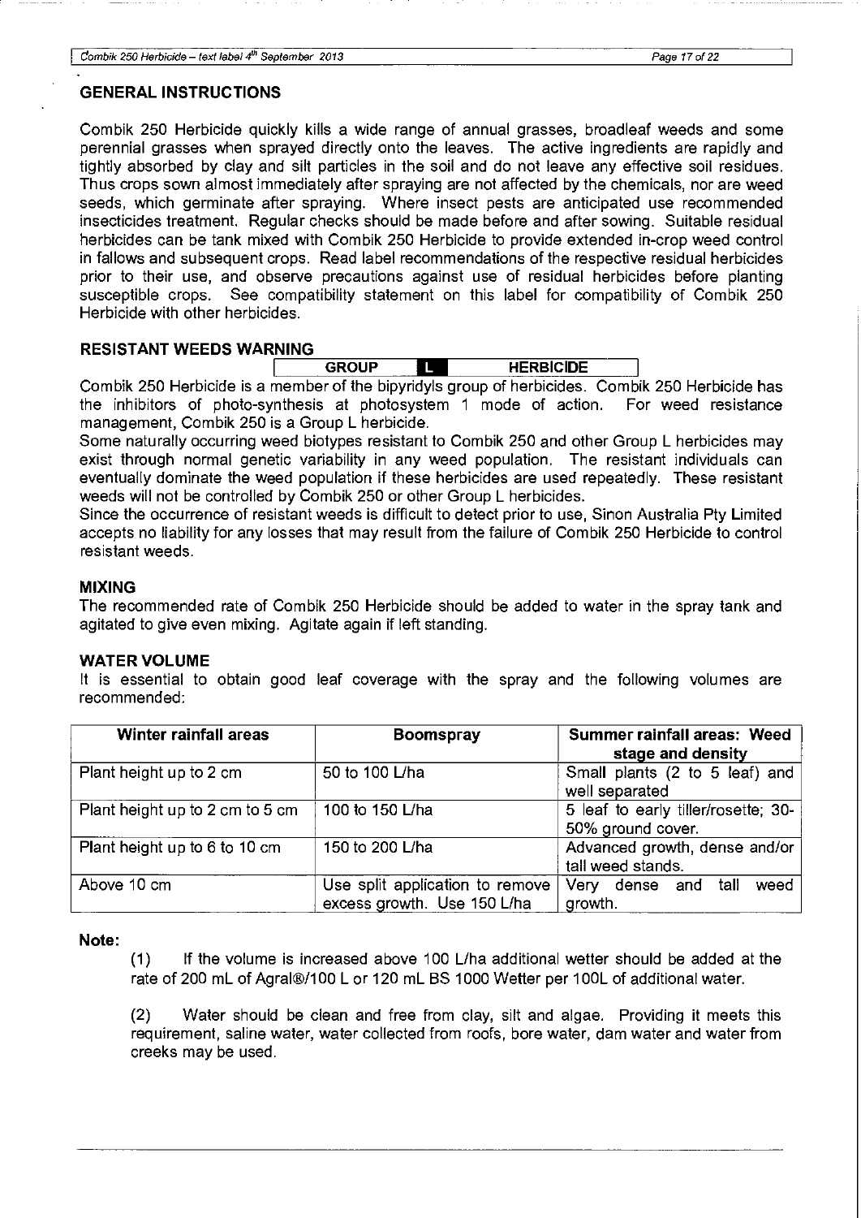## GENERAL INSTRUCTIONS

Combik 250 Herbicide quickly kills a wide range of annual grasses, broadleaf weeds and some perennial grasses when sprayed directly onto the leaves. The active ingredients are rapidly and tightly absorbed by clay and silt particles in the soil and do not leave any effective soil residues. Thus crops sown almost immediately after spraying are not affected by the chemicals, nor are weed seeds, which germinate after spraying. Where insect pests are anticipated use recommended insecticides treatment. Regular checks should be made before and after sowing. Suitable residual herbicides can be tank mixed with Combik 250 Herbicide to provide extended in-crop weed control in fallows and subsequent crops. Read label recommendations of the respective residual herbicides prior to their use, and observe precautions against use of residual herbicides before planting susceptible crops. See compatibility statement on this label for compatibility of Combik 250 Herbicide with other herbicides.

## RESISTANT WEEDS WARNING

| GROUP | L | HERBICIDE |
|---|---|---|

Combik 250 Herbicide is a member of the bipyridyls group of herbicides. Combik 250 Herbicide has the inhibitors of photo-synthesis at photosystem 1 mode of action. For weed resistance management, Combik 250 is a Group L herbicide.

Some naturally occurring weed biotypes resistant to Combik 250 and other Group L herbicides may exist through normal genetic variability in any weed population. The resistant individuals can eventually dominate the weed population if these herbicides are used repeatedly. These resistant weeds will not be controlled by Combik 250 or other Group L herbicides.

Since the occurrence of resistant weeds is difficult to detect prior to use, Sinon Australia Pty Limited accepts no liability for any losses that may result from the failure of Combik 250 Herbicide to control resistant weeds.

## MIXING

The recommended rate of Combik 250 Herbicide should be added to water in the spray tank and agitated to give even mixing. Agitate again if left standing.

## WATER VOLUME

It is essential to obtain good leaf coverage with the spray and the following volumes are recommended:

| Winter rainfall areas | Boomspray | Summer rainfall areas: Weed stage and density |
|---|---|---|
| Plant height up to 2 cm | 50 to 100 L/ha | Small plants (2 to 5 leaf) and well separated |
| Plant height up to 2 cm to 5 cm | 100 to 150 L/ha | 5 leaf to early tiller/rosette; 30-50% ground cover. |
| Plant height up to 6 to 10 cm | 150 to 200 L/ha | Advanced growth, dense and/or tall weed stands. |
| Above 10 cm | Use split application to remove excess growth. Use 150 L/ha | Very dense and tall weed growth. |

**Note:**

(1) If the volume is increased above 100 L/ha additional wetter should be added at the rate of 200 mL of Agral®/100 L or 120 mL BS 1000 Wetter per 100L of additional water.

(2) Water should be clean and free from clay, silt and algae. Providing it meets this requirement, saline water, water collected from roofs, bore water, dam water and water from creeks may be used.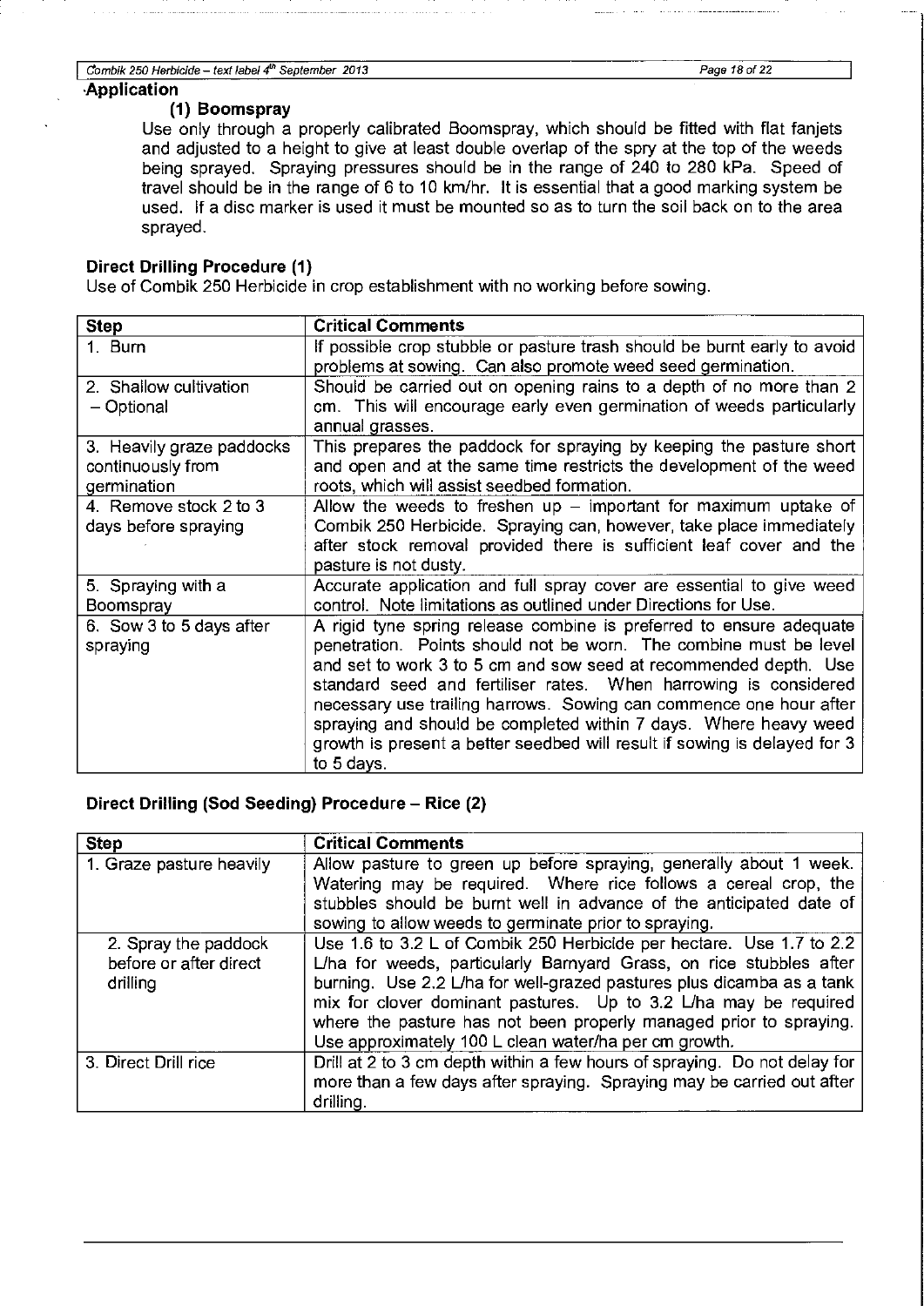## Application

### (1) Boomspray

Use only through a properly calibrated Boomspray, which should be fitted with flat fanjets and adjusted to a height to give at least double overlap of the spry at the top of the weeds being sprayed. Spraying pressures should be in the range of 240 to 280 kPa. Speed of travel should be in the range of 6 to 10 km/hr. It is essential that a good marking system be used. If a disc marker is used it must be mounted so as to turn the soil back on to the area sprayed.

### Direct Drilling Procedure (1)

Use of Combik 250 Herbicide in crop establishment with no working before sowing.

| Step | Critical Comments |
|---|---|
| 1. Burn | If possible crop stubble or pasture trash should be burnt early to avoid problems at sowing. Can also promote weed seed germination. |
| 2. Shallow cultivation – Optional | Should be carried out on opening rains to a depth of no more than 2 cm. This will encourage early even germination of weeds particularly annual grasses. |
| 3. Heavily graze paddocks continuously from germination | This prepares the paddock for spraying by keeping the pasture short and open and at the same time restricts the development of the weed roots, which will assist seedbed formation. |
| 4. Remove stock 2 to 3 days before spraying | Allow the weeds to freshen up – important for maximum uptake of Combik 250 Herbicide. Spraying can, however, take place immediately after stock removal provided there is sufficient leaf cover and the pasture is not dusty. |
| 5. Spraying with a Boomspray | Accurate application and full spray cover are essential to give weed control. Note limitations as outlined under Directions for Use. |
| 6. Sow 3 to 5 days after spraying | A rigid tyne spring release combine is preferred to ensure adequate penetration. Points should not be worn. The combine must be level and set to work 3 to 5 cm and sow seed at recommended depth. Use standard seed and fertiliser rates. When harrowing is considered necessary use trailing harrows. Sowing can commence one hour after spraying and should be completed within 7 days. Where heavy weed growth is present a better seedbed will result if sowing is delayed for 3 to 5 days. |

### Direct Drilling (Sod Seeding) Procedure – Rice (2)

| Step | Critical Comments |
|---|---|
| 1. Graze pasture heavily | Allow pasture to green up before spraying, generally about 1 week. Watering may be required. Where rice follows a cereal crop, the stubbles should be burnt well in advance of the anticipated date of sowing to allow weeds to germinate prior to spraying. |
| 2. Spray the paddock before or after direct drilling | Use 1.6 to 3.2 L of Combik 250 Herbicide per hectare. Use 1.7 to 2.2 L/ha for weeds, particularly Barnyard Grass, on rice stubbles after burning. Use 2.2 L/ha for well-grazed pastures plus dicamba as a tank mix for clover dominant pastures. Up to 3.2 L/ha may be required where the pasture has not been properly managed prior to spraying. Use approximately 100 L clean water/ha per cm growth. |
| 3. Direct Drill rice | Drill at 2 to 3 cm depth within a few hours of spraying. Do not delay for more than a few days after spraying. Spraying may be carried out after drilling. |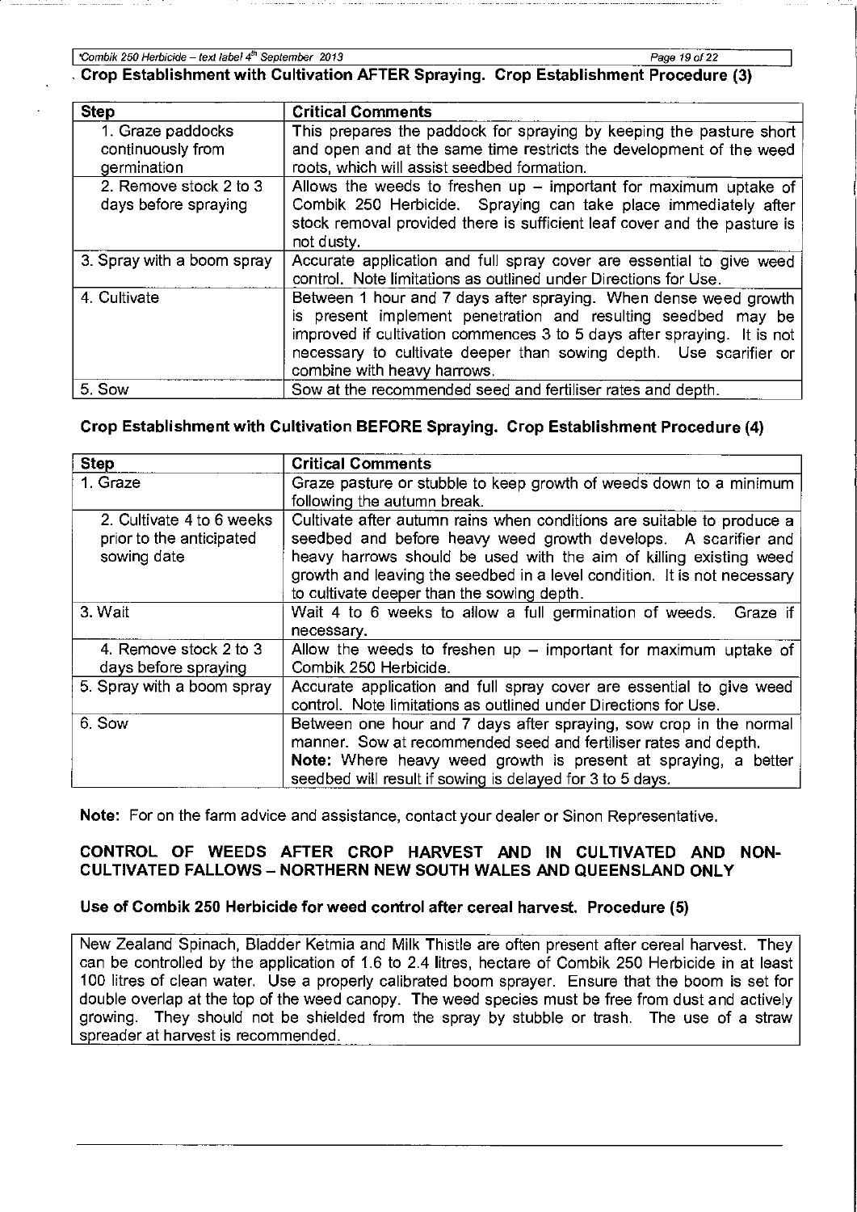## Crop Establishment with Cultivation AFTER Spraying. Crop Establishment Procedure (3)

| Step | Critical Comments |
|---|---|
| 1. Graze paddocks continuously from germination | This prepares the paddock for spraying by keeping the pasture short and open and at the same time restricts the development of the weed roots, which will assist seedbed formation. |
| 2. Remove stock 2 to 3 days before spraying | Allows the weeds to freshen up – important for maximum uptake of Combik 250 Herbicide. Spraying can take place immediately after stock removal provided there is sufficient leaf cover and the pasture is not dusty. |
| 3. Spray with a boom spray | Accurate application and full spray cover are essential to give weed control. Note limitations as outlined under Directions for Use. |
| 4. Cultivate | Between 1 hour and 7 days after spraying. When dense weed growth is present implement penetration and resulting seedbed may be improved if cultivation commences 3 to 5 days after spraying. It is not necessary to cultivate deeper than sowing depth. Use scarifier or combine with heavy harrows. |
| 5. Sow | Sow at the recommended seed and fertiliser rates and depth. |

## Crop Establishment with Cultivation BEFORE Spraying. Crop Establishment Procedure (4)

| Step | Critical Comments |
|---|---|
| 1. Graze | Graze pasture or stubble to keep growth of weeds down to a minimum following the autumn break. |
| 2. Cultivate 4 to 6 weeks prior to the anticipated sowing date | Cultivate after autumn rains when conditions are suitable to produce a seedbed and before heavy weed growth develops. A scarifier and heavy harrows should be used with the aim of killing existing weed growth and leaving the seedbed in a level condition. It is not necessary to cultivate deeper than the sowing depth. |
| 3. Wait | Wait 4 to 6 weeks to allow a full germination of weeds. Graze if necessary. |
| 4. Remove stock 2 to 3 days before spraying | Allow the weeds to freshen up – important for maximum uptake of Combik 250 Herbicide. |
| 5. Spray with a boom spray | Accurate application and full spray cover are essential to give weed control. Note limitations as outlined under Directions for Use. |
| 6. Sow | Between one hour and 7 days after spraying, sow crop in the normal manner. Sow at recommended seed and fertiliser rates and depth. **Note:** Where heavy weed growth is present at spraying, a better seedbed will result if sowing is delayed for 3 to 5 days. |

**Note:** For on the farm advice and assistance, contact your dealer or Sinon Representative.

## CONTROL OF WEEDS AFTER CROP HARVEST AND IN CULTIVATED AND NON-CULTIVATED FALLOWS – NORTHERN NEW SOUTH WALES AND QUEENSLAND ONLY

### Use of Combik 250 Herbicide for weed control after cereal harvest. Procedure (5)

New Zealand Spinach, Bladder Ketmia and Milk Thistle are often present after cereal harvest. They can be controlled by the application of 1.6 to 2.4 litres, hectare of Combik 250 Herbicide in at least 100 litres of clean water. Use a properly calibrated boom sprayer. Ensure that the boom is set for double overlap at the top of the weed canopy. The weed species must be free from dust and actively growing. They should not be shielded from the spray by stubble or trash. The use of a straw spreader at harvest is recommended.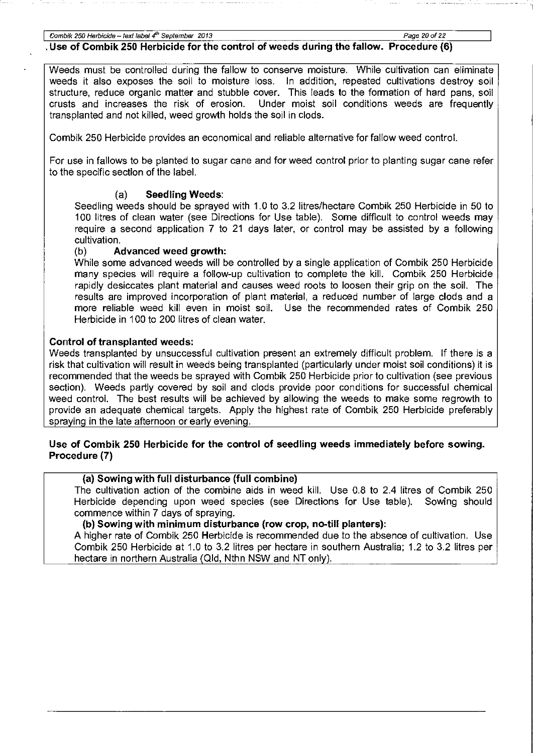## Use of Combik 250 Herbicide for the control of weeds during the fallow. Procedure (6)

Weeds must be controlled during the fallow to conserve moisture. While cultivation can eliminate weeds it also exposes the soil to moisture loss. In addition, repeated cultivations destroy soil structure, reduce organic matter and stubble cover. This leads to the formation of hard pans, soil crusts and increases the risk of erosion. Under moist soil conditions weeds are frequently transplanted and not killed, weed growth holds the soil in clods.

Combik 250 Herbicide provides an economical and reliable alternative for fallow weed control.

For use in fallows to be planted to sugar cane and for weed control prior to planting sugar cane refer to the specific section of the label.

(a) **Seedling Weeds**:

Seedling weeds should be sprayed with 1.0 to 3.2 litres/hectare Combik 250 Herbicide in 50 to 100 litres of clean water (see Directions for Use table). Some difficult to control weeds may require a second application 7 to 21 days later, or control may be assisted by a following cultivation.

(b) **Advanced weed growth:**

While some advanced weeds will be controlled by a single application of Combik 250 Herbicide many species will require a follow-up cultivation to complete the kill. Combik 250 Herbicide rapidly desiccates plant material and causes weed roots to loosen their grip on the soil. The results are improved incorporation of plant material, a reduced number of large clods and a more reliable weed kill even in moist soil. Use the recommended rates of Combik 250 Herbicide in 100 to 200 litres of clean water.

**Control of transplanted weeds:**

Weeds transplanted by unsuccessful cultivation present an extremely difficult problem. If there is a risk that cultivation will result in weeds being transplanted (particularly under moist soil conditions) it is recommended that the weeds be sprayed with Combik 250 Herbicide prior to cultivation (see previous section). Weeds partly covered by soil and clods provide poor conditions for successful chemical weed control. The best results will be achieved by allowing the weeds to make some regrowth to provide an adequate chemical targets. Apply the highest rate of Combik 250 Herbicide preferably spraying in the late afternoon or early evening.

## Use of Combik 250 Herbicide for the control of seedling weeds immediately before sowing. Procedure (7)

**(a) Sowing with full disturbance (full combine)**

The cultivation action of the combine aids in weed kill. Use 0.8 to 2.4 litres of Combik 250 Herbicide depending upon weed species (see Directions for Use table). Sowing should commence within 7 days of spraying.

**(b) Sowing with minimum disturbance (row crop, no-till planters):**

A higher rate of Combik 250 Herbicide is recommended due to the absence of cultivation. Use Combik 250 Herbicide at 1.0 to 3.2 litres per hectare in southern Australia; 1.2 to 3.2 litres per hectare in northern Australia (Qld, Nthn NSW and NT only).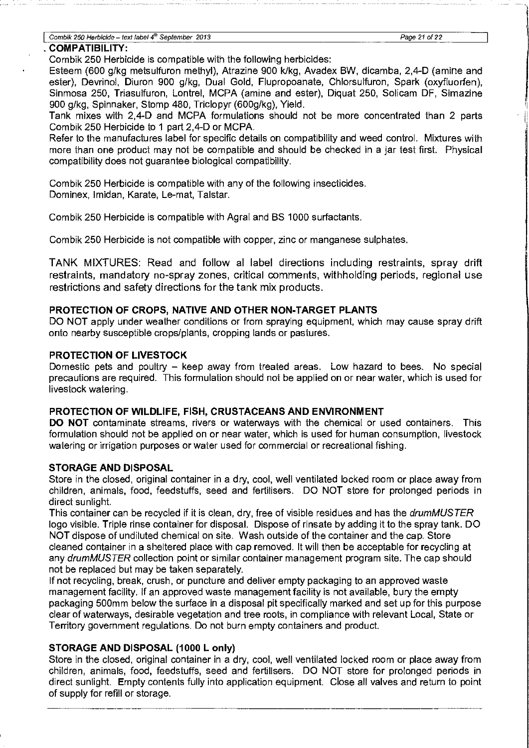## COMPATIBILITY:

Combik 250 Herbicide is compatible with the following herbicides:

Esteem (600 g/kg metsulfuron methyl), Atrazine 900 k/kg, Avadex BW, dicamba, 2,4-D (amine and ester), Devrinol, Diuron 900 g/kg, Dual Gold, Flupropoanate, Chlorsulfuron, Spark (oxyfluorfen), Sinmosa 250, Triasulfuron, Lontrel, MCPA (amine and ester), Diquat 250, Solicam DF, Simazine 900 g/kg, Spinnaker, Stomp 480, Triclopyr (600g/kg), Yield.

Tank mixes with 2,4-D and MCPA formulations should not be more concentrated than 2 parts Combik 250 Herbicide to 1 part 2,4-D or MCPA.

Refer to the manufactures label for specific details on compatibility and weed control. Mixtures with more than one product may not be compatible and should be checked in a jar test first. Physical compatibility does not guarantee biological compatibility.

Combik 250 Herbicide is compatible with any of the following insecticides.
Dominex, Imidan, Karate, Le-mat, Talstar.

Combik 250 Herbicide is compatible with Agral and BS 1000 surfactants.

Combik 250 Herbicide is not compatible with copper, zinc or manganese sulphates.

TANK MIXTURES: Read and follow al label directions including restraints, spray drift restraints, mandatory no-spray zones, critical comments, withholding periods, regional use restrictions and safety directions for the tank mix products.

## PROTECTION OF CROPS, NATIVE AND OTHER NON-TARGET PLANTS

DO NOT apply under weather conditions or from spraying equipment, which may cause spray drift onto nearby susceptible crops/plants, cropping lands or pastures.

## PROTECTION OF LIVESTOCK

Domestic pets and poultry – keep away from treated areas. Low hazard to bees. No special precautions are required. This formulation should not be applied on or near water, which is used for livestock watering.

## PROTECTION OF WILDLIFE, FISH, CRUSTACEANS AND ENVIRONMENT

**DO NOT** contaminate streams, rivers or waterways with the chemical or used containers. This formulation should not be applied on or near water, which is used for human consumption, livestock watering or irrigation purposes or water used for commercial or recreational fishing.

## STORAGE AND DISPOSAL

Store in the closed, original container in a dry, cool, well ventilated locked room or place away from children, animals, food, feedstuffs, seed and fertilisers. DO NOT store for prolonged periods in direct sunlight.

This container can be recycled if it is clean, dry, free of visible residues and has the *drumMUSTER* logo visible. Triple rinse container for disposal. Dispose of rinsate by adding it to the spray tank. DO NOT dispose of undiluted chemical on site. Wash outside of the container and the cap. Store cleaned container in a sheltered place with cap removed. It will then be acceptable for recycling at any *drumMUSTER* collection point or similar container management program site. The cap should not be replaced but may be taken separately.

If not recycling, break, crush, or puncture and deliver empty packaging to an approved waste management facility. If an approved waste management facility is not available, bury the empty packaging 500mm below the surface in a disposal pit specifically marked and set up for this purpose clear of waterways, desirable vegetation and tree roots, in compliance with relevant Local, State or Territory government regulations. Do not burn empty containers and product.

## STORAGE AND DISPOSAL (1000 L only)

Store in the closed, original container in a dry, cool, well ventilated locked room or place away from children, animals, food, feedstuffs, seed and fertilisers. DO NOT store for prolonged periods in direct sunlight. Empty contents fully into application equipment. Close all valves and return to point of supply for refill or storage.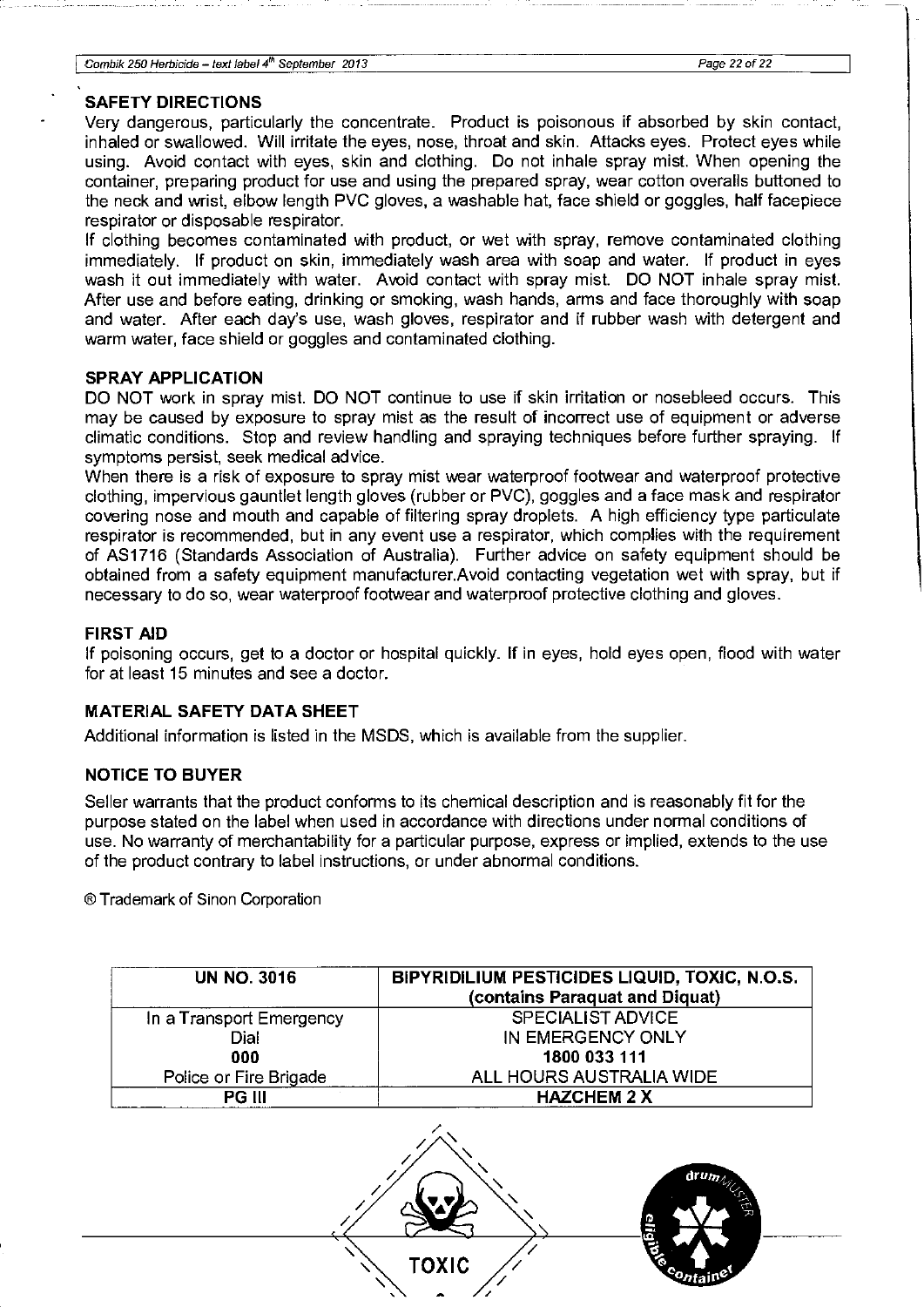## SAFETY DIRECTIONS

Very dangerous, particularly the concentrate. Product is poisonous if absorbed by skin contact, inhaled or swallowed. Will irritate the eyes, nose, throat and skin. Attacks eyes. Protect eyes while using. Avoid contact with eyes, skin and clothing. Do not inhale spray mist. When opening the container, preparing product for use and using the prepared spray, wear cotton overalls buttoned to the neck and wrist, elbow length PVC gloves, a washable hat, face shield or goggles, half facepiece respirator or disposable respirator.

If clothing becomes contaminated with product, or wet with spray, remove contaminated clothing immediately. If product on skin, immediately wash area with soap and water. If product in eyes wash it out immediately with water. Avoid contact with spray mist. DO NOT inhale spray mist. After use and before eating, drinking or smoking, wash hands, arms and face thoroughly with soap and water. After each day's use, wash gloves, respirator and if rubber wash with detergent and warm water, face shield or goggles and contaminated clothing.

## SPRAY APPLICATION

DO NOT work in spray mist. DO NOT continue to use if skin irritation or nosebleed occurs. This may be caused by exposure to spray mist as the result of incorrect use of equipment or adverse climatic conditions. Stop and review handling and spraying techniques before further spraying. If symptoms persist, seek medical advice.

When there is a risk of exposure to spray mist wear waterproof footwear and waterproof protective clothing, impervious gauntlet length gloves (rubber or PVC), goggles and a face mask and respirator covering nose and mouth and capable of filtering spray droplets. A high efficiency type particulate respirator is recommended, but in any event use a respirator, which complies with the requirement of AS1716 (Standards Association of Australia). Further advice on safety equipment should be obtained from a safety equipment manufacturer.Avoid contacting vegetation wet with spray, but if necessary to do so, wear waterproof footwear and waterproof protective clothing and gloves.

## FIRST AID

If poisoning occurs, get to a doctor or hospital quickly. If in eyes, hold eyes open, flood with water for at least 15 minutes and see a doctor.

## MATERIAL SAFETY DATA SHEET

Additional information is listed in the MSDS, which is available from the supplier.

## NOTICE TO BUYER

Seller warrants that the product conforms to its chemical description and is reasonably fit for the purpose stated on the label when used in accordance with directions under normal conditions of use. No warranty of merchantability for a particular purpose, express or implied, extends to the use of the product contrary to label instructions, or under abnormal conditions.

® Trademark of Sinon Corporation

| **UN NO. 3016** | **BIPYRIDILIUM PESTICIDES LIQUID, TOXIC, N.O.S. (contains Paraquat and Diquat)** |
|---|---|
| In a Transport Emergency<br>Dial<br>**000**<br>Police or Fire Brigade | SPECIALIST ADVICE<br>IN EMERGENCY ONLY<br>**1800 033 111**<br>ALL HOURS AUSTRALIA WIDE |
| **PG III** | **HAZCHEM 2 X** |

TOXIC

drumMUSTER eligible container